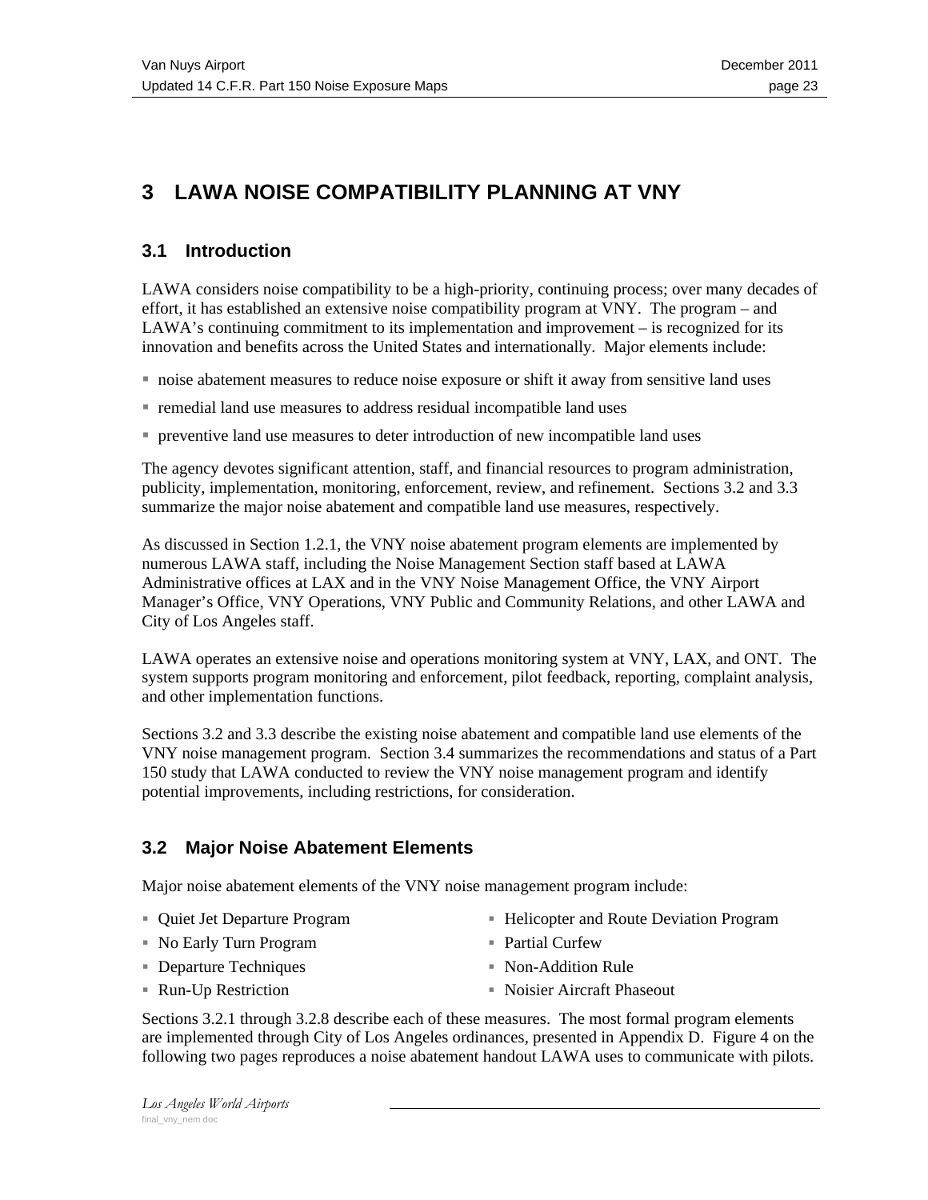# 3 LAWA NOISE COMPATIBILITY PLANNING AT VNY

## 3.1 Introduction

LAWA considers noise compatibility to be a high-priority, continuing process; over many decades of effort, it has established an extensive noise compatibility program at VNY. The program – and LAWA's continuing commitment to its implementation and improvement – is recognized for its innovation and benefits across the United States and internationally. Major elements include:

- noise abatement measures to reduce noise exposure or shift it away from sensitive land uses
- remedial land use measures to address residual incompatible land uses
- preventive land use measures to deter introduction of new incompatible land uses

The agency devotes significant attention, staff, and financial resources to program administration, publicity, implementation, monitoring, enforcement, review, and refinement. Sections 3.2 and 3.3 summarize the major noise abatement and compatible land use measures, respectively.

As discussed in Section 1.2.1, the VNY noise abatement program elements are implemented by numerous LAWA staff, including the Noise Management Section staff based at LAWA Administrative offices at LAX and in the VNY Noise Management Office, the VNY Airport Manager's Office, VNY Operations, VNY Public and Community Relations, and other LAWA and City of Los Angeles staff.

LAWA operates an extensive noise and operations monitoring system at VNY, LAX, and ONT. The system supports program monitoring and enforcement, pilot feedback, reporting, complaint analysis, and other implementation functions.

Sections 3.2 and 3.3 describe the existing noise abatement and compatible land use elements of the VNY noise management program. Section 3.4 summarizes the recommendations and status of a Part 150 study that LAWA conducted to review the VNY noise management program and identify potential improvements, including restrictions, for consideration.

## 3.2 Major Noise Abatement Elements

Major noise abatement elements of the VNY noise management program include:

- Quiet Jet Departure Program
- No Early Turn Program
- Departure Techniques
- Run-Up Restriction
- Helicopter and Route Deviation Program
- Partial Curfew
- Non-Addition Rule
- Noisier Aircraft Phaseout

Sections 3.2.1 through 3.2.8 describe each of these measures. The most formal program elements are implemented through City of Los Angeles ordinances, presented in Appendix D. Figure 4 on the following two pages reproduces a noise abatement handout LAWA uses to communicate with pilots.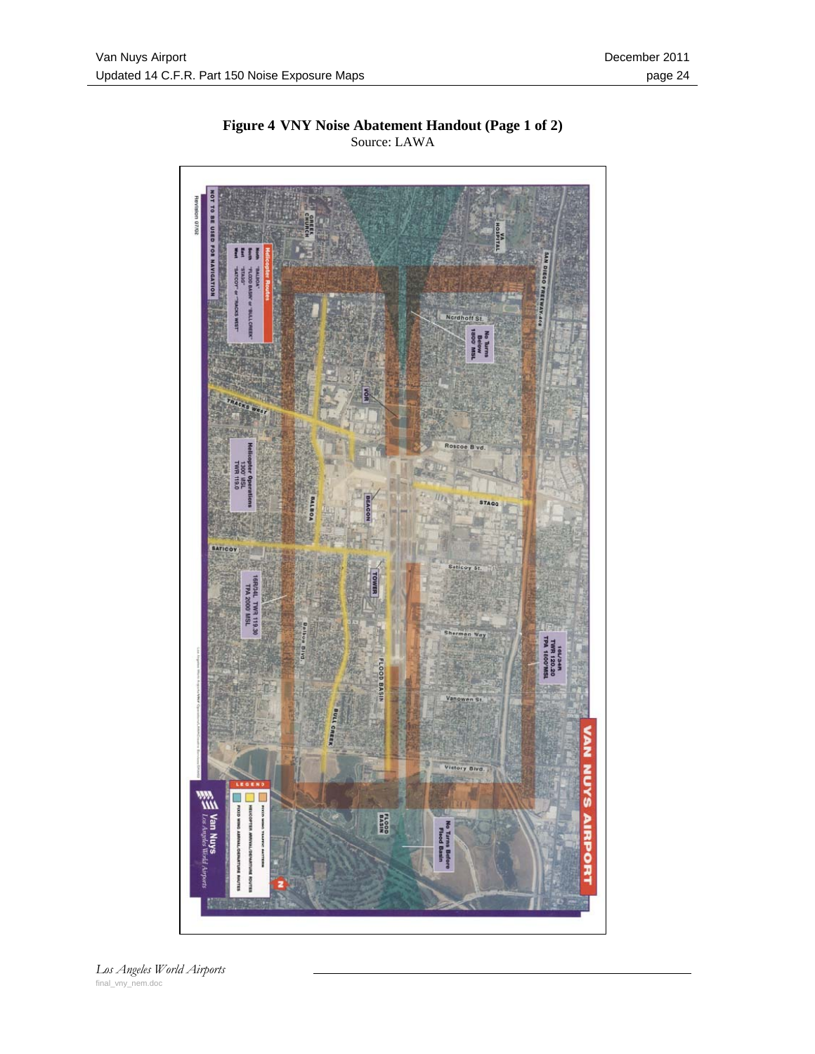**Figure 4 VNY Noise Abatement Handout (Page 1 of 2)**

Source: LAWA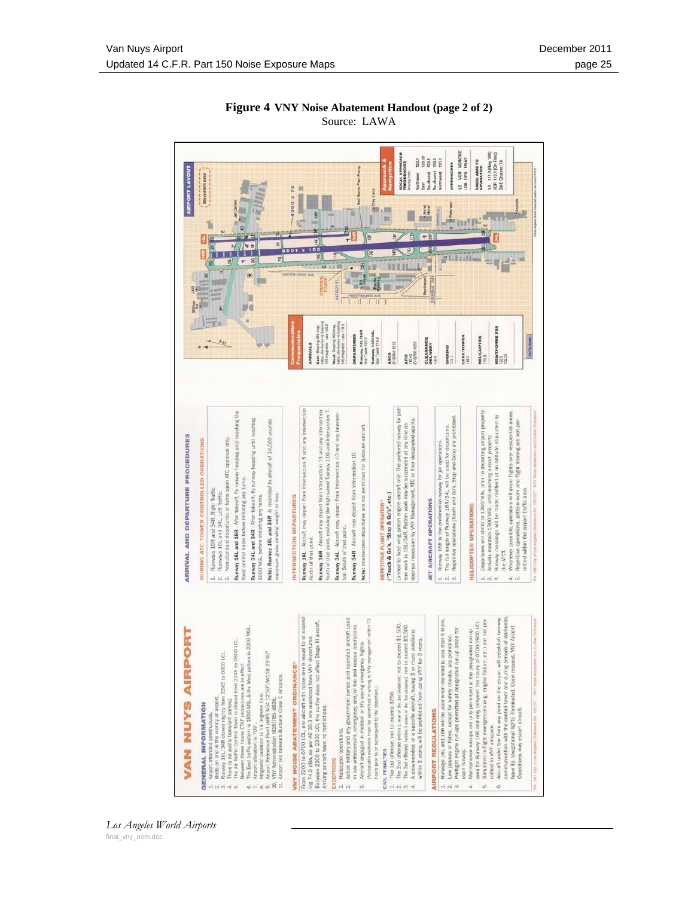**Figure 4 VNY Noise Abatement Handout (page 2 of 2)**
Source: LAWA

# VAN NUYS AIRPORT

## GENERAL INFORMATION

1. Airport attended continuously.
2. Birds are in the vicinity of airport.
3. Runway 16L/34R closed nightly from 2245 to 0600 LCL.
4. There is no public transient parking.
5. The Air Traffic Control Tower is closed from 2245 to 0600 LCL. Between these hours CTAF procedures are in effect.
6. The East traffic pattern is 1800 MSL & the West pattern is 2000 MSL.
7. Airport elevation is 799'.
8. Magnetic variation is 14 degrees East.
9. Airport Reference Point (ARP) N34 12'59" W118 29'40"
10. VNY Administration (818)785-8838.
11. Airport lies beneath Burbank Class C Airspace.

## VNY NOISE ABATEMENT ORDINANCE*

From 2200 to 0700 LCL, any aircraft with noise levels equal to or exceeding 74.0 dBA as per AC 36-3 are restricted from VNY departures. Between 2200 to 2230 LCL the curfew does not affect Stage III aircraft. Arriving aircraft have no restrictions.

### EXCEPTIONS

1. Helicopter operations.
2. Active military and any government owned and operated aircraft used in law enforcement, emergency, and/or fire and rescue operations.
3. Aircraft engaged in medical or life-saving emergency flights. (Acceptable evidence must be submitted in writing to VNY management within 72 hours prior to or subsequent to the departure).

### CIVIL PENALTIES

1. The 1st offense: not to exceed $750.
2. The 2nd offense (within 1 year of the 1st violation): not to exceed $1,500.
3. The 3rd offense (within 3 years of the 1st violation): not to exceed $3,500.
4. A crewmember, or a specific aircraft, having 3 or more violations within 3 years, will be prohibited from using VNY for 3 years.

## AIRPORT REGULATIONS

1. Runways 16L and 16R will be used when the wind is less than 5 knots.
2. Low passes or flybys, except for safety checks, are prohibited.
3. Preflight engine run-ups permitted at designated run-up areas for each runway.
4. Maintenance run-ups are only permitted at the designated run-up area for Runway 16R and only between the hours of 0700-1900 LCL.
5. Simulated in-flight emergencies (e.g. engine failure, etc.) are not permitted in VNY airspace.
6. Aircraft under tow from any point on the airport will establish two-way communication with the control tower and during periods of darkness have its navigational lights illuminated. Upon request, VNY Airport Operations may escort aircraft.

*Per 1981 City of Los Angeles Ordinance No. 155,227 - "VNY Noise Abatement and Curfew Ordinance"

# ARRIVAL AND DEPARTURE PROCEDURES

## DURING ATC TOWER CONTROLLED OPERATIONS

1. Runways 16R and 34L Right Traffic.
2. Runways 16L and 34L, Left Traffic.
3. Nonstandard departures or turns upon ATC approval only.

**Runway 16L and 16R** - After takeoff, fly runway heading until reaching the flood control basin before initiating any turns.

**Runway 34L and 34R** - After takeoff, fly runway heading until reaching 1800'MSL before initiating any turns.

**Note: Runway 16L and 34R** is restricted to aircraft of 14,000 pounds maximum gross landing weight or less.

## INTERSECTION DEPARTURES

**Runway 16L** - Aircraft may depart from Intersection 5 and any intersection North of that point.

**Runway 16R** - Aircraft may depart from Intersection 13 and any intersection North of that point, excluding the high-speed Taxiway 11G and Intersection 7.

**Runway 34L** - Aircraft may depart from Intersection 10 and any intersection South of that point.

**Runway 34R** - Aircraft may depart from Intersection 10.

**Note:** Intersection departures are not permitted for turbo-jet aircraft.

## REPETITIVE FLIGHT OPERATION*

("Touch & Go's, "Stop & Go's", etc.)

Limited to fixed wing, piston engine aircraft only. The preferred runway for pattern work is 16L/34R. Pattern work may be suspended at any time as deemed necessary by VNY Management, ATC or their designated agents.

## JET AIRCRAFT OPERATIONS

1. Runway 16R is the preferential runway for jet operations.
2. The full length of Runway 16R/34L will be used for departures.
3. Repetitive operations (touch and go's, Stop and Go's) are prohibited.

## HELICOPTER OPERATIONS

1. Departures will climb to 1300'MSL prior to departing airport property.
2. Arrivals maintain 1300'MSL until reaching airport property.
3. Runway crossings will be made midfield at an altitude stipulated by the ATCT.
4. Whenever possible, operators will avoid flights over residential areas.
5. Repetitive operations, pattern work and flight training are not permitted within the airport traffic area.

*Per 1981 City of Los Angeles Ordinance No. 155,227 - "VNY Noise Abatement and Curfew Ordinance"

# AIRPORT LAYOUT

## Communication Frequencies

**ARRIVALS**
East: Bearing 346 magnetic, clockwise to bearing 165 magnetic - use 135.2
West: Bearing 165 magnetic, clockwise to bearing 346 magnetic - use 119.3

**DEPARTURES**
Runway 16L/34R Use Tower 119.3
Runway 16R/34L Use Tower 119.3

**ASOS**
(818)904-8213

**ATIS**
118.45
(818)781-4993

**CLEARANCE DELIVERY**
128.6

**GROUND**
121.7

**CTAF/TOWER**
119.3

**HELICOPTER**
118.9

**HAWTHORNE FSS**
122.1
122.35

## Approach & Navigation

**SOCAL APPROACH FREQUENCIES**
Arriving from:

| | |
|---|---|
| Northeast | 120.4 |
| East | 135.05 |
| Southeast | 124.6 |
| Southwest | 134.2 |
| Northwest | 120.4 |

**APPROACHES**
ILS VOR VOR/DME
LDA GPS RNAV

**RADIO AIDS TO NAVIGATION**
ILS 111.3 (Rwy 16R)
VOR 113.1 (On Field)
DME Channel 78

4000 x 75
8001 x 150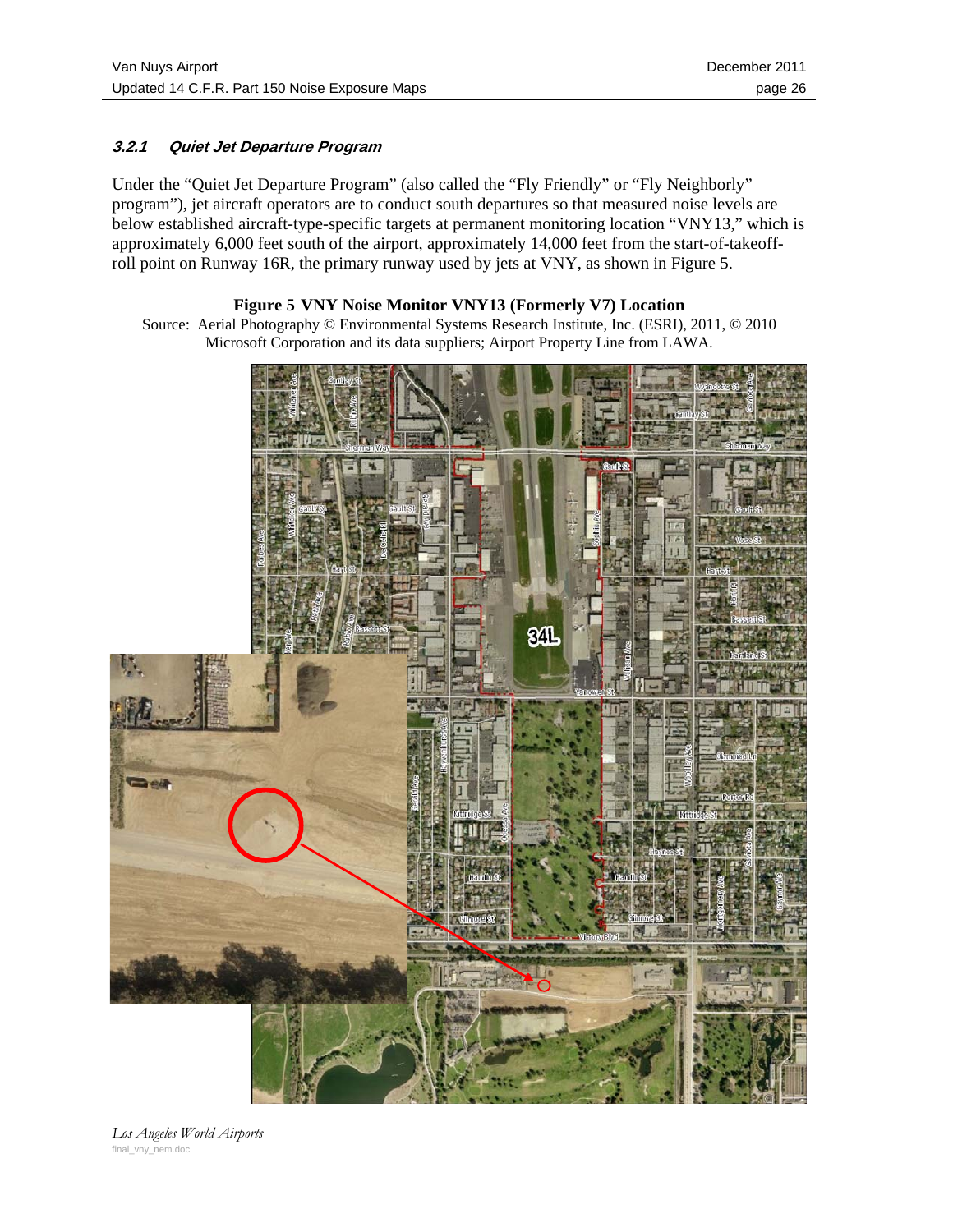### *3.2.1 Quiet Jet Departure Program*

Under the "Quiet Jet Departure Program" (also called the "Fly Friendly" or "Fly Neighborly" program"), jet aircraft operators are to conduct south departures so that measured noise levels are below established aircraft-type-specific targets at permanent monitoring location "VNY13," which is approximately 6,000 feet south of the airport, approximately 14,000 feet from the start-of-takeoff-roll point on Runway 16R, the primary runway used by jets at VNY, as shown in Figure 5.

**Figure 5 VNY Noise Monitor VNY13 (Formerly V7) Location**

Source: Aerial Photography © Environmental Systems Research Institute, Inc. (ESRI), 2011, © 2010 Microsoft Corporation and its data suppliers; Airport Property Line from LAWA.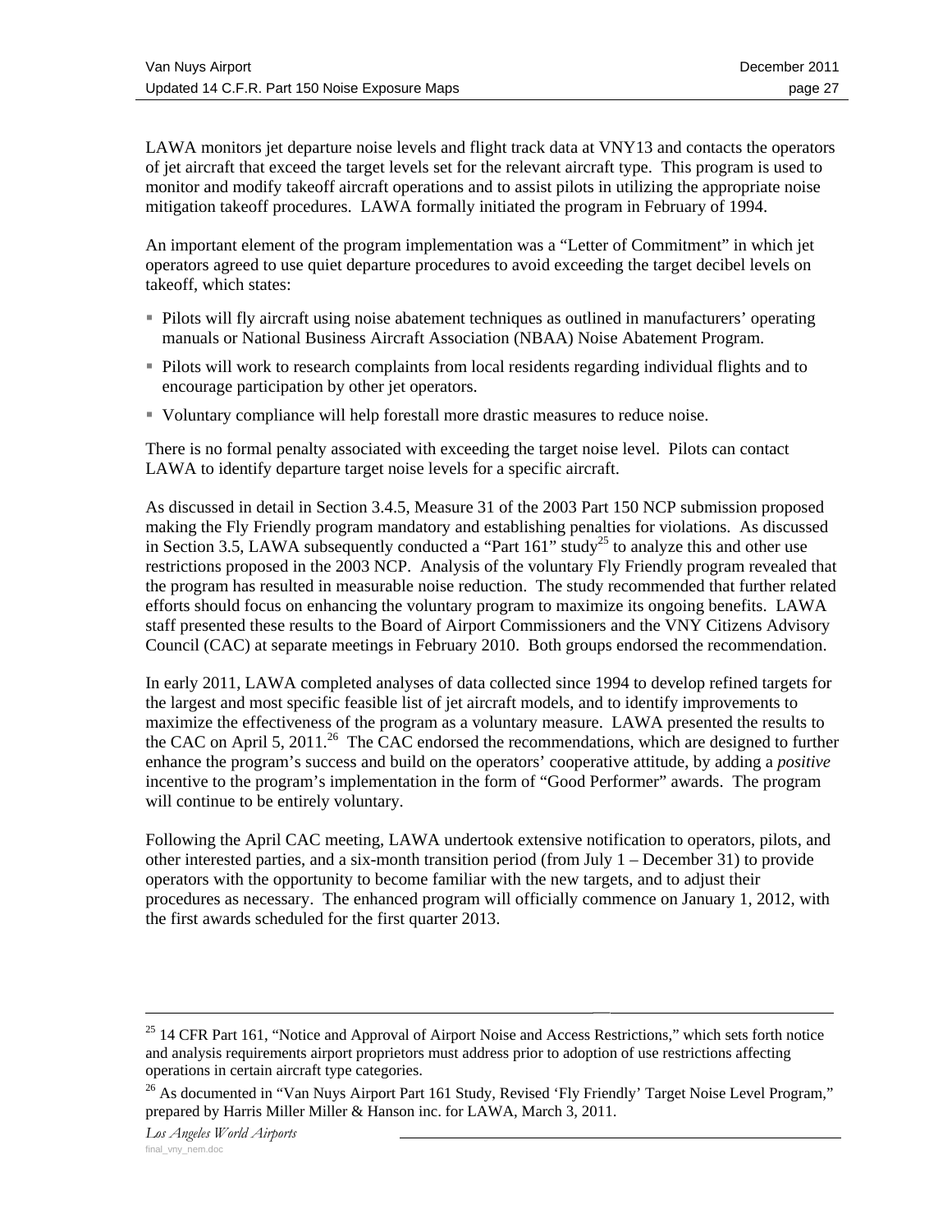LAWA monitors jet departure noise levels and flight track data at VNY13 and contacts the operators of jet aircraft that exceed the target levels set for the relevant aircraft type. This program is used to monitor and modify takeoff aircraft operations and to assist pilots in utilizing the appropriate noise mitigation takeoff procedures. LAWA formally initiated the program in February of 1994.

An important element of the program implementation was a "Letter of Commitment" in which jet operators agreed to use quiet departure procedures to avoid exceeding the target decibel levels on takeoff, which states:

- Pilots will fly aircraft using noise abatement techniques as outlined in manufacturers' operating manuals or National Business Aircraft Association (NBAA) Noise Abatement Program.
- Pilots will work to research complaints from local residents regarding individual flights and to encourage participation by other jet operators.
- Voluntary compliance will help forestall more drastic measures to reduce noise.

There is no formal penalty associated with exceeding the target noise level. Pilots can contact LAWA to identify departure target noise levels for a specific aircraft.

As discussed in detail in Section 3.4.5, Measure 31 of the 2003 Part 150 NCP submission proposed making the Fly Friendly program mandatory and establishing penalties for violations. As discussed in Section 3.5, LAWA subsequently conducted a "Part 161" study[25] to analyze this and other use restrictions proposed in the 2003 NCP. Analysis of the voluntary Fly Friendly program revealed that the program has resulted in measurable noise reduction. The study recommended that further related efforts should focus on enhancing the voluntary program to maximize its ongoing benefits. LAWA staff presented these results to the Board of Airport Commissioners and the VNY Citizens Advisory Council (CAC) at separate meetings in February 2010. Both groups endorsed the recommendation.

In early 2011, LAWA completed analyses of data collected since 1994 to develop refined targets for the largest and most specific feasible list of jet aircraft models, and to identify improvements to maximize the effectiveness of the program as a voluntary measure. LAWA presented the results to the CAC on April 5, 2011.[26] The CAC endorsed the recommendations, which are designed to further enhance the program's success and build on the operators' cooperative attitude, by adding a *positive* incentive to the program's implementation in the form of "Good Performer" awards. The program will continue to be entirely voluntary.

Following the April CAC meeting, LAWA undertook extensive notification to operators, pilots, and other interested parties, and a six-month transition period (from July 1 – December 31) to provide operators with the opportunity to become familiar with the new targets, and to adjust their procedures as necessary. The enhanced program will officially commence on January 1, 2012, with the first awards scheduled for the first quarter 2013.

---

[25] 14 CFR Part 161, "Notice and Approval of Airport Noise and Access Restrictions," which sets forth notice and analysis requirements airport proprietors must address prior to adoption of use restrictions affecting operations in certain aircraft type categories.

[26] As documented in "Van Nuys Airport Part 161 Study, Revised 'Fly Friendly' Target Noise Level Program," prepared by Harris Miller Miller & Hanson inc. for LAWA, March 3, 2011.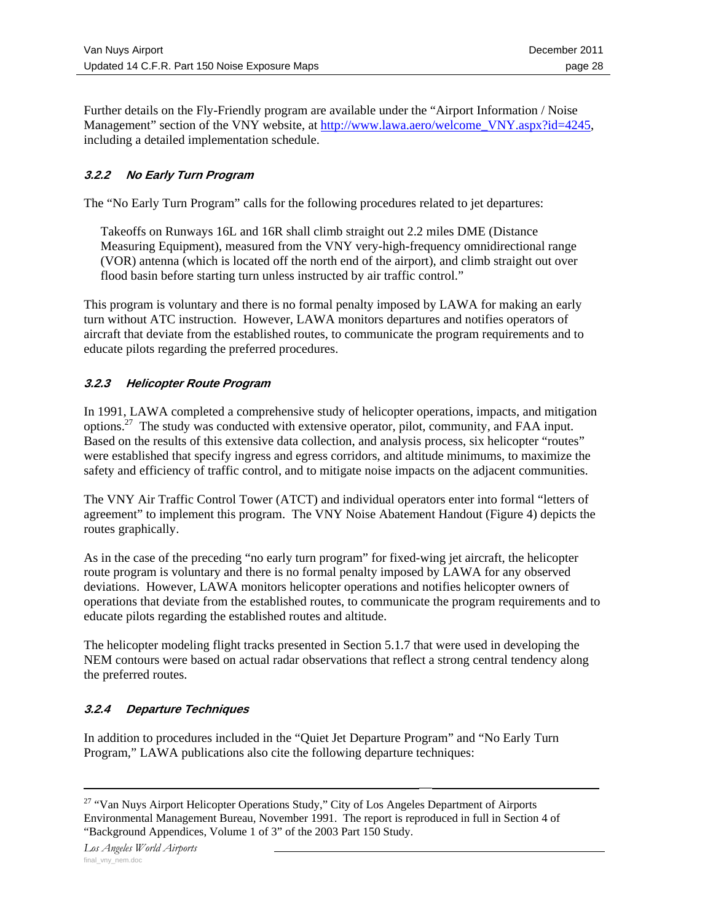Further details on the Fly-Friendly program are available under the "Airport Information / Noise Management" section of the VNY website, at http://www.lawa.aero/welcome_VNY.aspx?id=4245, including a detailed implementation schedule.

### *3.2.2 No Early Turn Program*

The "No Early Turn Program" calls for the following procedures related to jet departures:

> Takeoffs on Runways 16L and 16R shall climb straight out 2.2 miles DME (Distance Measuring Equipment), measured from the VNY very-high-frequency omnidirectional range (VOR) antenna (which is located off the north end of the airport), and climb straight out over flood basin before starting turn unless instructed by air traffic control."

This program is voluntary and there is no formal penalty imposed by LAWA for making an early turn without ATC instruction. However, LAWA monitors departures and notifies operators of aircraft that deviate from the established routes, to communicate the program requirements and to educate pilots regarding the preferred procedures.

### *3.2.3 Helicopter Route Program*

In 1991, LAWA completed a comprehensive study of helicopter operations, impacts, and mitigation options.[27] The study was conducted with extensive operator, pilot, community, and FAA input. Based on the results of this extensive data collection, and analysis process, six helicopter "routes" were established that specify ingress and egress corridors, and altitude minimums, to maximize the safety and efficiency of traffic control, and to mitigate noise impacts on the adjacent communities.

The VNY Air Traffic Control Tower (ATCT) and individual operators enter into formal "letters of agreement" to implement this program. The VNY Noise Abatement Handout (Figure 4) depicts the routes graphically.

As in the case of the preceding "no early turn program" for fixed-wing jet aircraft, the helicopter route program is voluntary and there is no formal penalty imposed by LAWA for any observed deviations. However, LAWA monitors helicopter operations and notifies helicopter owners of operations that deviate from the established routes, to communicate the program requirements and to educate pilots regarding the established routes and altitude.

The helicopter modeling flight tracks presented in Section 5.1.7 that were used in developing the NEM contours were based on actual radar observations that reflect a strong central tendency along the preferred routes.

### *3.2.4 Departure Techniques*

In addition to procedures included in the "Quiet Jet Departure Program" and "No Early Turn Program," LAWA publications also cite the following departure techniques:

---

[27] "Van Nuys Airport Helicopter Operations Study," City of Los Angeles Department of Airports Environmental Management Bureau, November 1991. The report is reproduced in full in Section 4 of "Background Appendices, Volume 1 of 3" of the 2003 Part 150 Study.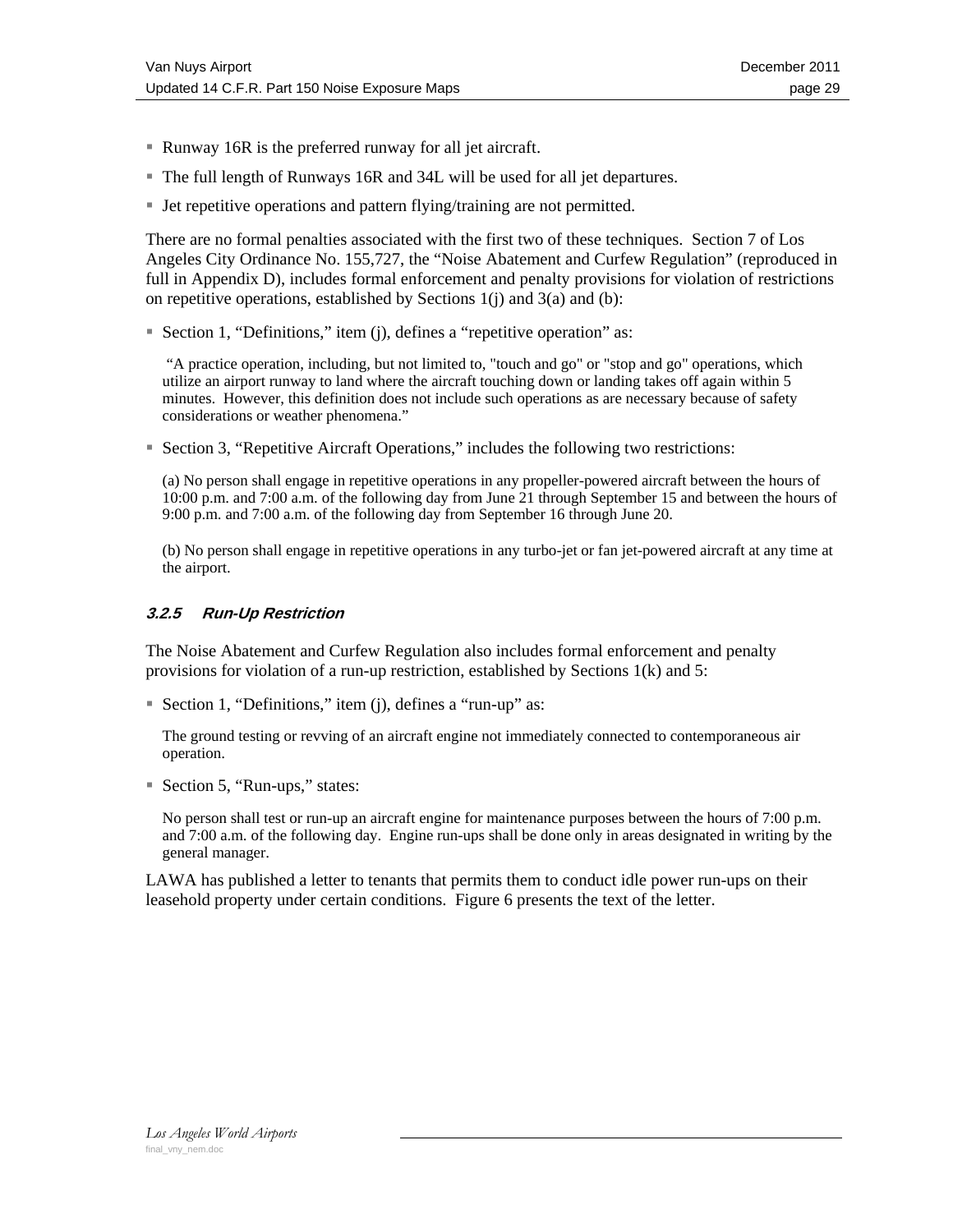- Runway 16R is the preferred runway for all jet aircraft.
- The full length of Runways 16R and 34L will be used for all jet departures.
- Jet repetitive operations and pattern flying/training are not permitted.

There are no formal penalties associated with the first two of these techniques. Section 7 of Los Angeles City Ordinance No. 155,727, the "Noise Abatement and Curfew Regulation" (reproduced in full in Appendix D), includes formal enforcement and penalty provisions for violation of restrictions on repetitive operations, established by Sections 1(j) and 3(a) and (b):

- Section 1, "Definitions," item (j), defines a "repetitive operation" as:

  "A practice operation, including, but not limited to, "touch and go" or "stop and go" operations, which utilize an airport runway to land where the aircraft touching down or landing takes off again within 5 minutes. However, this definition does not include such operations as are necessary because of safety considerations or weather phenomena."

- Section 3, "Repetitive Aircraft Operations," includes the following two restrictions:

  (a) No person shall engage in repetitive operations in any propeller-powered aircraft between the hours of 10:00 p.m. and 7:00 a.m. of the following day from June 21 through September 15 and between the hours of 9:00 p.m. and 7:00 a.m. of the following day from September 16 through June 20.

  (b) No person shall engage in repetitive operations in any turbo-jet or fan jet-powered aircraft at any time at the airport.

#### *3.2.5 Run-Up Restriction*

The Noise Abatement and Curfew Regulation also includes formal enforcement and penalty provisions for violation of a run-up restriction, established by Sections 1(k) and 5:

- Section 1, "Definitions," item (j), defines a "run-up" as:

  The ground testing or revving of an aircraft engine not immediately connected to contemporaneous air operation.

- Section 5, "Run-ups," states:

  No person shall test or run-up an aircraft engine for maintenance purposes between the hours of 7:00 p.m. and 7:00 a.m. of the following day. Engine run-ups shall be done only in areas designated in writing by the general manager.

LAWA has published a letter to tenants that permits them to conduct idle power run-ups on their leasehold property under certain conditions. Figure 6 presents the text of the letter.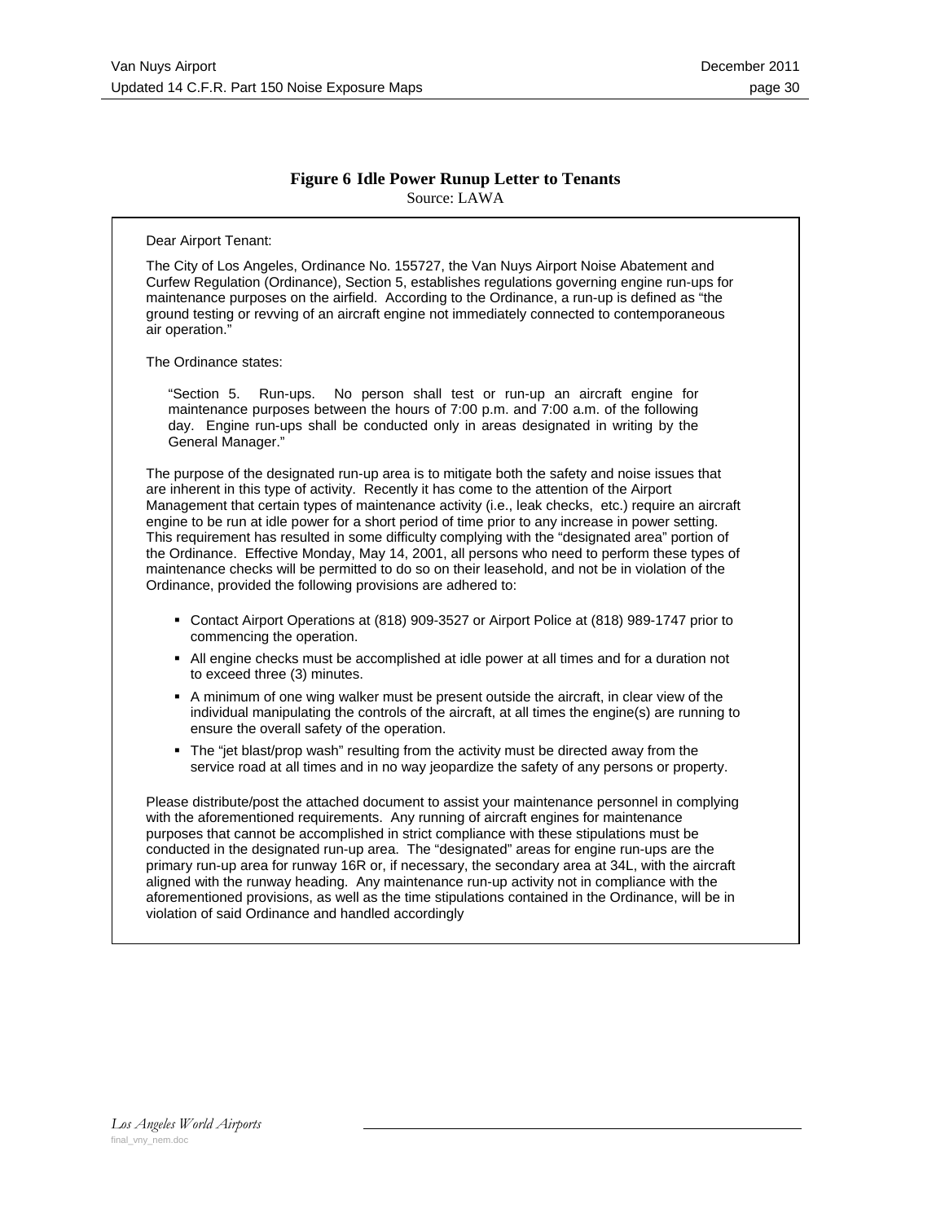**Figure 6 Idle Power Runup Letter to Tenants**
Source: LAWA

Dear Airport Tenant:

The City of Los Angeles, Ordinance No. 155727, the Van Nuys Airport Noise Abatement and Curfew Regulation (Ordinance), Section 5, establishes regulations governing engine run-ups for maintenance purposes on the airfield. According to the Ordinance, a run-up is defined as "the ground testing or revving of an aircraft engine not immediately connected to contemporaneous air operation."

The Ordinance states:

> "Section 5. Run-ups. No person shall test or run-up an aircraft engine for maintenance purposes between the hours of 7:00 p.m. and 7:00 a.m. of the following day. Engine run-ups shall be conducted only in areas designated in writing by the General Manager."

The purpose of the designated run-up area is to mitigate both the safety and noise issues that are inherent in this type of activity. Recently it has come to the attention of the Airport Management that certain types of maintenance activity (i.e., leak checks, etc.) require an aircraft engine to be run at idle power for a short period of time prior to any increase in power setting. This requirement has resulted in some difficulty complying with the "designated area" portion of the Ordinance. Effective Monday, May 14, 2001, all persons who need to perform these types of maintenance checks will be permitted to do so on their leasehold, and not be in violation of the Ordinance, provided the following provisions are adhered to:

- Contact Airport Operations at (818) 909-3527 or Airport Police at (818) 989-1747 prior to commencing the operation.
- All engine checks must be accomplished at idle power at all times and for a duration not to exceed three (3) minutes.
- A minimum of one wing walker must be present outside the aircraft, in clear view of the individual manipulating the controls of the aircraft, at all times the engine(s) are running to ensure the overall safety of the operation.
- The "jet blast/prop wash" resulting from the activity must be directed away from the service road at all times and in no way jeopardize the safety of any persons or property.

Please distribute/post the attached document to assist your maintenance personnel in complying with the aforementioned requirements. Any running of aircraft engines for maintenance purposes that cannot be accomplished in strict compliance with these stipulations must be conducted in the designated run-up area. The "designated" areas for engine run-ups are the primary run-up area for runway 16R or, if necessary, the secondary area at 34L, with the aircraft aligned with the runway heading. Any maintenance run-up activity not in compliance with the aforementioned provisions, as well as the time stipulations contained in the Ordinance, will be in violation of said Ordinance and handled accordingly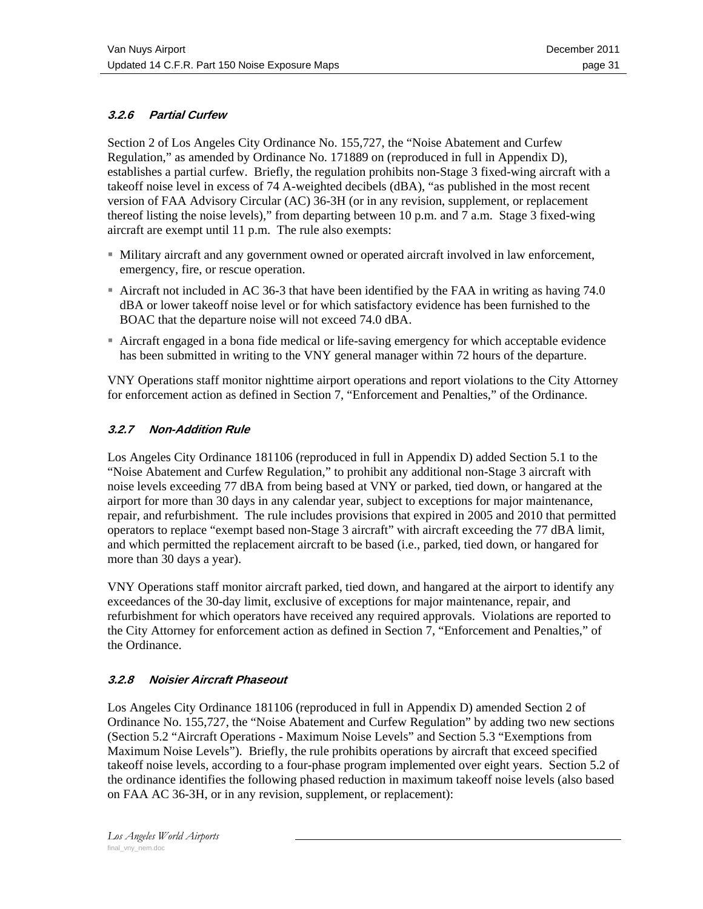### *3.2.6 Partial Curfew*

Section 2 of Los Angeles City Ordinance No. 155,727, the "Noise Abatement and Curfew Regulation," as amended by Ordinance No. 171889 on (reproduced in full in Appendix D), establishes a partial curfew. Briefly, the regulation prohibits non-Stage 3 fixed-wing aircraft with a takeoff noise level in excess of 74 A-weighted decibels (dBA), "as published in the most recent version of FAA Advisory Circular (AC) 36-3H (or in any revision, supplement, or replacement thereof listing the noise levels)," from departing between 10 p.m. and 7 a.m. Stage 3 fixed-wing aircraft are exempt until 11 p.m. The rule also exempts:

- Military aircraft and any government owned or operated aircraft involved in law enforcement, emergency, fire, or rescue operation.
- Aircraft not included in AC 36-3 that have been identified by the FAA in writing as having 74.0 dBA or lower takeoff noise level or for which satisfactory evidence has been furnished to the BOAC that the departure noise will not exceed 74.0 dBA.
- Aircraft engaged in a bona fide medical or life-saving emergency for which acceptable evidence has been submitted in writing to the VNY general manager within 72 hours of the departure.

VNY Operations staff monitor nighttime airport operations and report violations to the City Attorney for enforcement action as defined in Section 7, "Enforcement and Penalties," of the Ordinance.

### *3.2.7 Non-Addition Rule*

Los Angeles City Ordinance 181106 (reproduced in full in Appendix D) added Section 5.1 to the "Noise Abatement and Curfew Regulation," to prohibit any additional non-Stage 3 aircraft with noise levels exceeding 77 dBA from being based at VNY or parked, tied down, or hangared at the airport for more than 30 days in any calendar year, subject to exceptions for major maintenance, repair, and refurbishment. The rule includes provisions that expired in 2005 and 2010 that permitted operators to replace "exempt based non-Stage 3 aircraft" with aircraft exceeding the 77 dBA limit, and which permitted the replacement aircraft to be based (i.e., parked, tied down, or hangared for more than 30 days a year).

VNY Operations staff monitor aircraft parked, tied down, and hangared at the airport to identify any exceedances of the 30-day limit, exclusive of exceptions for major maintenance, repair, and refurbishment for which operators have received any required approvals. Violations are reported to the City Attorney for enforcement action as defined in Section 7, "Enforcement and Penalties," of the Ordinance.

### *3.2.8 Noisier Aircraft Phaseout*

Los Angeles City Ordinance 181106 (reproduced in full in Appendix D) amended Section 2 of Ordinance No. 155,727, the "Noise Abatement and Curfew Regulation" by adding two new sections (Section 5.2 "Aircraft Operations - Maximum Noise Levels" and Section 5.3 "Exemptions from Maximum Noise Levels"). Briefly, the rule prohibits operations by aircraft that exceed specified takeoff noise levels, according to a four-phase program implemented over eight years. Section 5.2 of the ordinance identifies the following phased reduction in maximum takeoff noise levels (also based on FAA AC 36-3H, or in any revision, supplement, or replacement):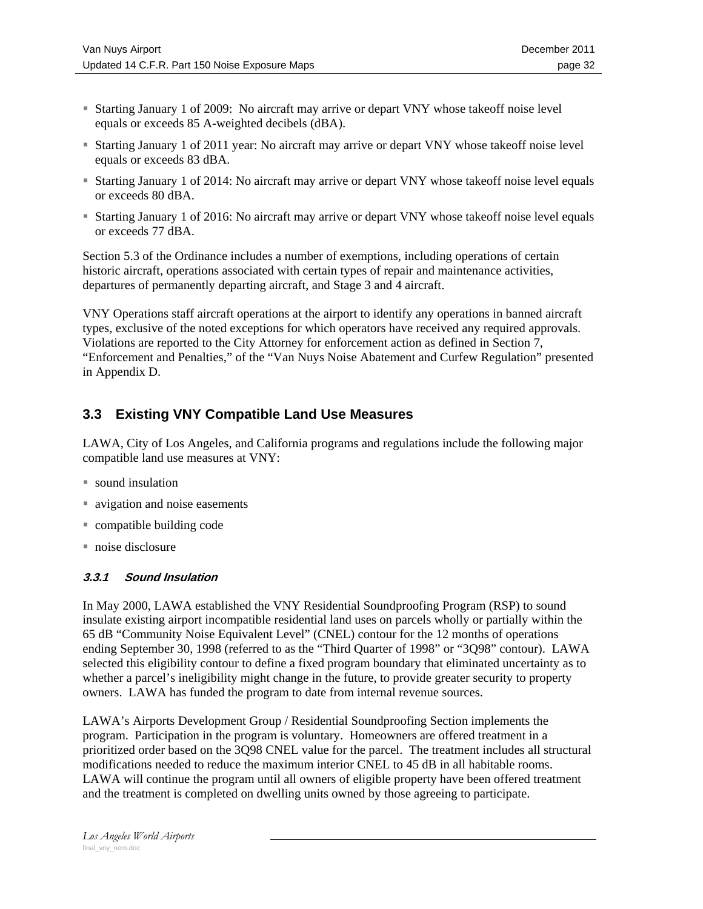- Starting January 1 of 2009: No aircraft may arrive or depart VNY whose takeoff noise level equals or exceeds 85 A-weighted decibels (dBA).
- Starting January 1 of 2011 year: No aircraft may arrive or depart VNY whose takeoff noise level equals or exceeds 83 dBA.
- Starting January 1 of 2014: No aircraft may arrive or depart VNY whose takeoff noise level equals or exceeds 80 dBA.
- Starting January 1 of 2016: No aircraft may arrive or depart VNY whose takeoff noise level equals or exceeds 77 dBA.

Section 5.3 of the Ordinance includes a number of exemptions, including operations of certain historic aircraft, operations associated with certain types of repair and maintenance activities, departures of permanently departing aircraft, and Stage 3 and 4 aircraft.

VNY Operations staff aircraft operations at the airport to identify any operations in banned aircraft types, exclusive of the noted exceptions for which operators have received any required approvals. Violations are reported to the City Attorney for enforcement action as defined in Section 7, "Enforcement and Penalties," of the "Van Nuys Noise Abatement and Curfew Regulation" presented in Appendix D.

## 3.3 Existing VNY Compatible Land Use Measures

LAWA, City of Los Angeles, and California programs and regulations include the following major compatible land use measures at VNY:

- sound insulation
- avigation and noise easements
- compatible building code
- noise disclosure

### 3.3.1 Sound Insulation

In May 2000, LAWA established the VNY Residential Soundproofing Program (RSP) to sound insulate existing airport incompatible residential land uses on parcels wholly or partially within the 65 dB "Community Noise Equivalent Level" (CNEL) contour for the 12 months of operations ending September 30, 1998 (referred to as the "Third Quarter of 1998" or "3Q98" contour). LAWA selected this eligibility contour to define a fixed program boundary that eliminated uncertainty as to whether a parcel's ineligibility might change in the future, to provide greater security to property owners. LAWA has funded the program to date from internal revenue sources.

LAWA's Airports Development Group / Residential Soundproofing Section implements the program. Participation in the program is voluntary. Homeowners are offered treatment in a prioritized order based on the 3Q98 CNEL value for the parcel. The treatment includes all structural modifications needed to reduce the maximum interior CNEL to 45 dB in all habitable rooms. LAWA will continue the program until all owners of eligible property have been offered treatment and the treatment is completed on dwelling units owned by those agreeing to participate.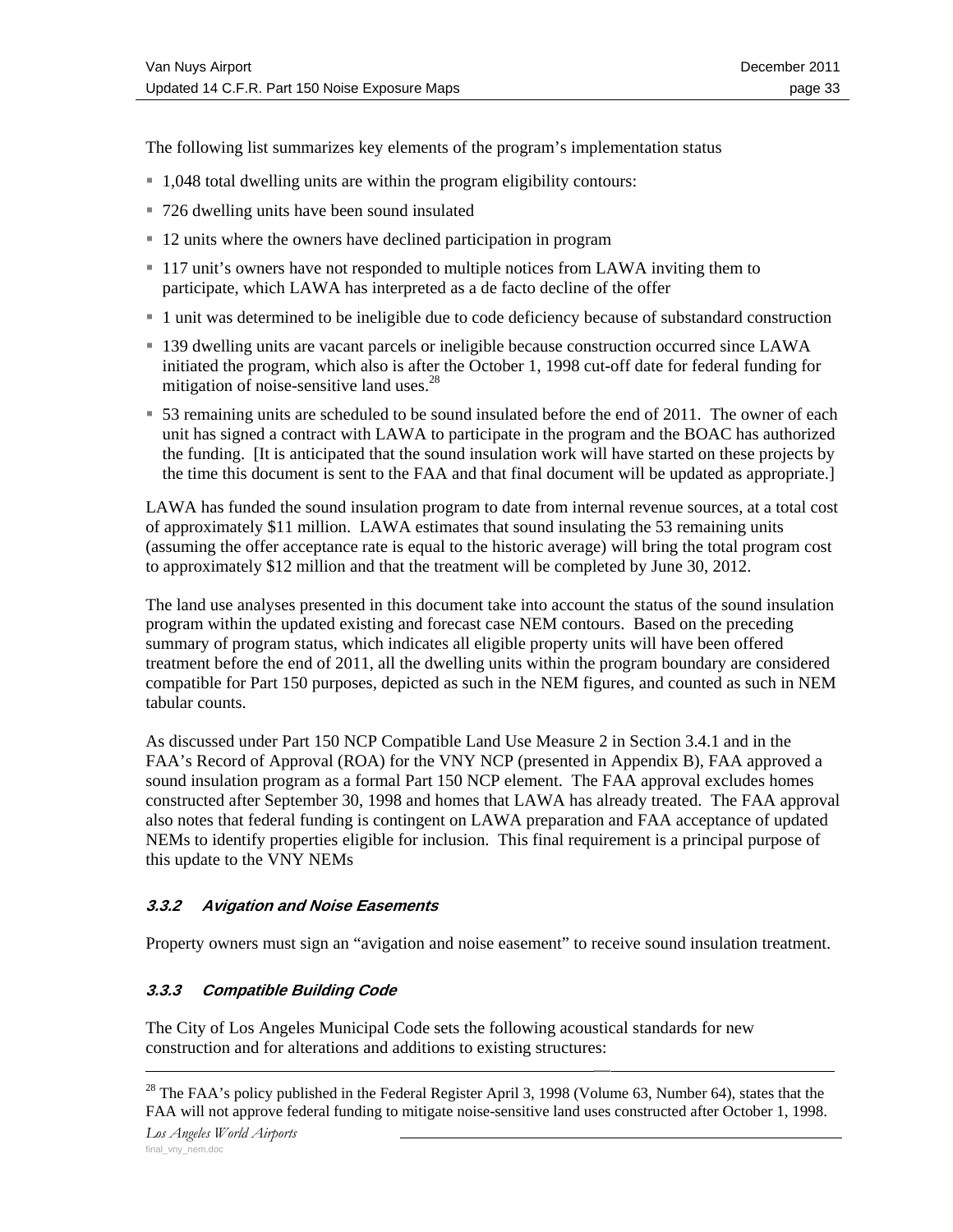The following list summarizes key elements of the program's implementation status

- 1,048 total dwelling units are within the program eligibility contours:
- 726 dwelling units have been sound insulated
- 12 units where the owners have declined participation in program
- 117 unit's owners have not responded to multiple notices from LAWA inviting them to participate, which LAWA has interpreted as a de facto decline of the offer
- 1 unit was determined to be ineligible due to code deficiency because of substandard construction
- 139 dwelling units are vacant parcels or ineligible because construction occurred since LAWA initiated the program, which also is after the October 1, 1998 cut-off date for federal funding for mitigation of noise-sensitive land uses.[28]
- 53 remaining units are scheduled to be sound insulated before the end of 2011. The owner of each unit has signed a contract with LAWA to participate in the program and the BOAC has authorized the funding. [It is anticipated that the sound insulation work will have started on these projects by the time this document is sent to the FAA and that final document will be updated as appropriate.]

LAWA has funded the sound insulation program to date from internal revenue sources, at a total cost of approximately $11 million. LAWA estimates that sound insulating the 53 remaining units (assuming the offer acceptance rate is equal to the historic average) will bring the total program cost to approximately $12 million and that the treatment will be completed by June 30, 2012.

The land use analyses presented in this document take into account the status of the sound insulation program within the updated existing and forecast case NEM contours. Based on the preceding summary of program status, which indicates all eligible property units will have been offered treatment before the end of 2011, all the dwelling units within the program boundary are considered compatible for Part 150 purposes, depicted as such in the NEM figures, and counted as such in NEM tabular counts.

As discussed under Part 150 NCP Compatible Land Use Measure 2 in Section 3.4.1 and in the FAA's Record of Approval (ROA) for the VNY NCP (presented in Appendix B), FAA approved a sound insulation program as a formal Part 150 NCP element. The FAA approval excludes homes constructed after September 30, 1998 and homes that LAWA has already treated. The FAA approval also notes that federal funding is contingent on LAWA preparation and FAA acceptance of updated NEMs to identify properties eligible for inclusion. This final requirement is a principal purpose of this update to the VNY NEMs

#### *3.3.2 Avigation and Noise Easements*

Property owners must sign an "avigation and noise easement" to receive sound insulation treatment.

#### *3.3.3 Compatible Building Code*

The City of Los Angeles Municipal Code sets the following acoustical standards for new construction and for alterations and additions to existing structures:

---

[28] The FAA's policy published in the Federal Register April 3, 1998 (Volume 63, Number 64), states that the FAA will not approve federal funding to mitigate noise-sensitive land uses constructed after October 1, 1998.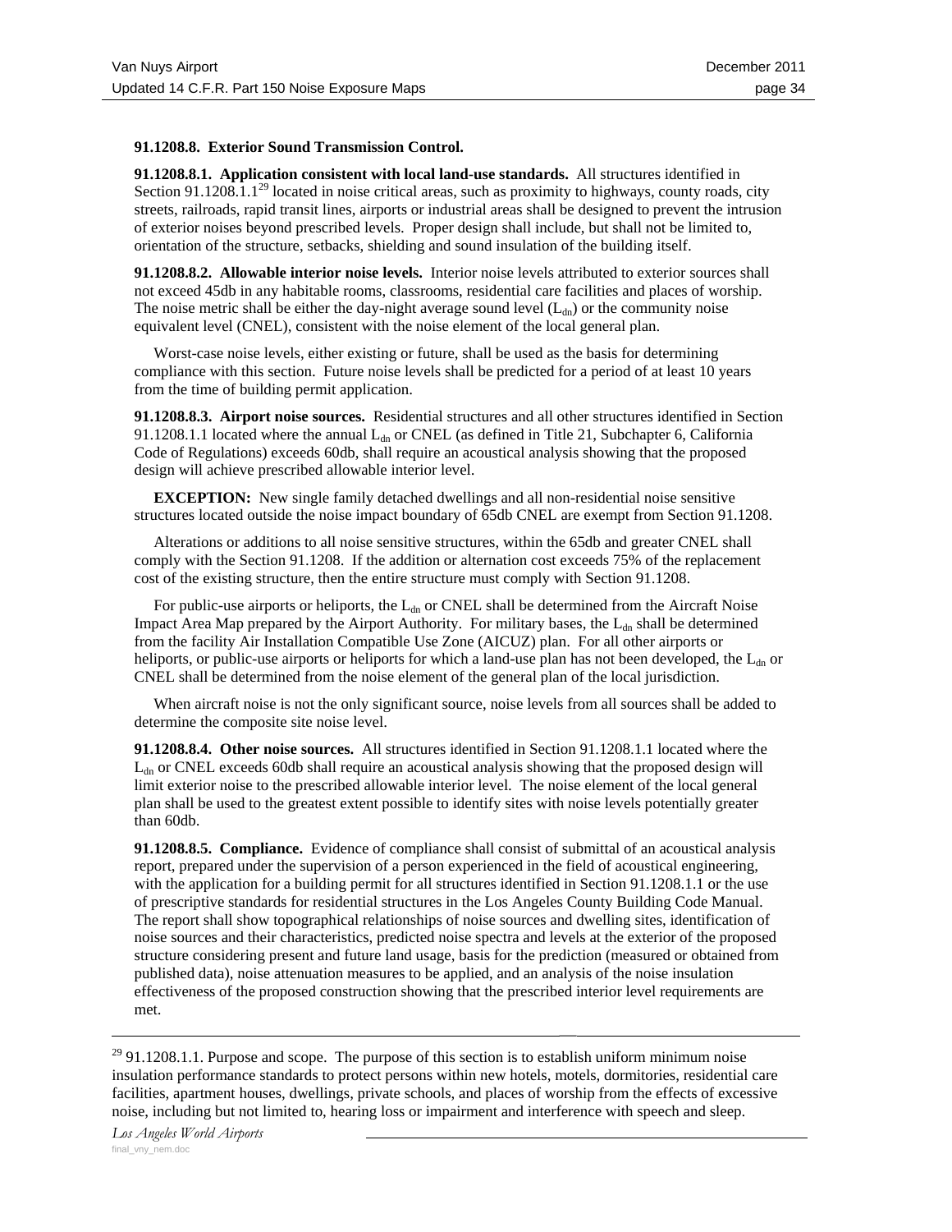**91.1208.8. Exterior Sound Transmission Control.**

**91.1208.8.1. Application consistent with local land-use standards.** All structures identified in Section 91.1208.1.1[29] located in noise critical areas, such as proximity to highways, county roads, city streets, railroads, rapid transit lines, airports or industrial areas shall be designed to prevent the intrusion of exterior noises beyond prescribed levels. Proper design shall include, but shall not be limited to, orientation of the structure, setbacks, shielding and sound insulation of the building itself.

**91.1208.8.2. Allowable interior noise levels.** Interior noise levels attributed to exterior sources shall not exceed 45db in any habitable rooms, classrooms, residential care facilities and places of worship. The noise metric shall be either the day-night average sound level ($L_{dn}$) or the community noise equivalent level (CNEL), consistent with the noise element of the local general plan.

Worst-case noise levels, either existing or future, shall be used as the basis for determining compliance with this section. Future noise levels shall be predicted for a period of at least 10 years from the time of building permit application.

**91.1208.8.3. Airport noise sources.** Residential structures and all other structures identified in Section 91.1208.1.1 located where the annual $L_{dn}$ or CNEL (as defined in Title 21, Subchapter 6, California Code of Regulations) exceeds 60db, shall require an acoustical analysis showing that the proposed design will achieve prescribed allowable interior level.

**EXCEPTION:** New single family detached dwellings and all non-residential noise sensitive structures located outside the noise impact boundary of 65db CNEL are exempt from Section 91.1208.

Alterations or additions to all noise sensitive structures, within the 65db and greater CNEL shall comply with the Section 91.1208. If the addition or alternation cost exceeds 75% of the replacement cost of the existing structure, then the entire structure must comply with Section 91.1208.

For public-use airports or heliports, the $L_{dn}$ or CNEL shall be determined from the Aircraft Noise Impact Area Map prepared by the Airport Authority. For military bases, the $L_{dn}$ shall be determined from the facility Air Installation Compatible Use Zone (AICUZ) plan. For all other airports or heliports, or public-use airports or heliports for which a land-use plan has not been developed, the $L_{dn}$ or CNEL shall be determined from the noise element of the general plan of the local jurisdiction.

When aircraft noise is not the only significant source, noise levels from all sources shall be added to determine the composite site noise level.

**91.1208.8.4. Other noise sources.** All structures identified in Section 91.1208.1.1 located where the $L_{dn}$ or CNEL exceeds 60db shall require an acoustical analysis showing that the proposed design will limit exterior noise to the prescribed allowable interior level. The noise element of the local general plan shall be used to the greatest extent possible to identify sites with noise levels potentially greater than 60db.

**91.1208.8.5. Compliance.** Evidence of compliance shall consist of submittal of an acoustical analysis report, prepared under the supervision of a person experienced in the field of acoustical engineering, with the application for a building permit for all structures identified in Section 91.1208.1.1 or the use of prescriptive standards for residential structures in the Los Angeles County Building Code Manual. The report shall show topographical relationships of noise sources and dwelling sites, identification of noise sources and their characteristics, predicted noise spectra and levels at the exterior of the proposed structure considering present and future land usage, basis for the prediction (measured or obtained from published data), noise attenuation measures to be applied, and an analysis of the noise insulation effectiveness of the proposed construction showing that the prescribed interior level requirements are met.

---

[29] 91.1208.1.1. Purpose and scope. The purpose of this section is to establish uniform minimum noise insulation performance standards to protect persons within new hotels, motels, dormitories, residential care facilities, apartment houses, dwellings, private schools, and places of worship from the effects of excessive noise, including but not limited to, hearing loss or impairment and interference with speech and sleep.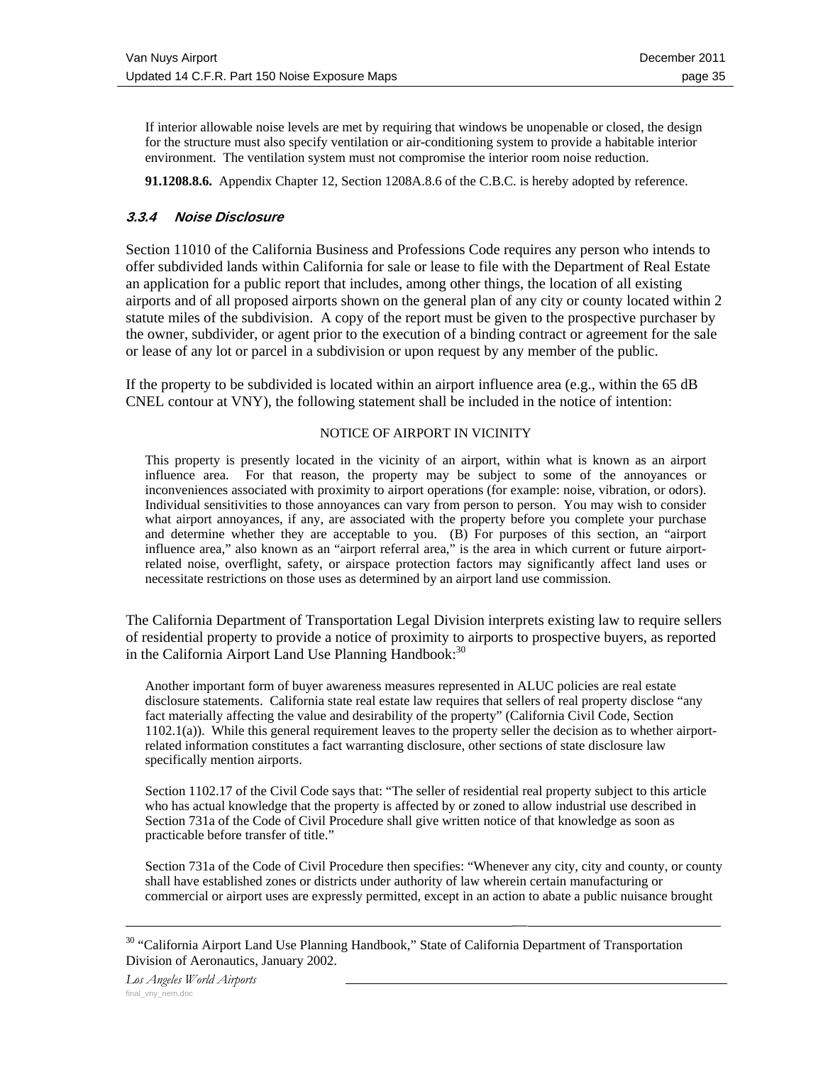If interior allowable noise levels are met by requiring that windows be unopenable or closed, the design for the structure must also specify ventilation or air-conditioning system to provide a habitable interior environment. The ventilation system must not compromise the interior room noise reduction.

**91.1208.8.6.** Appendix Chapter 12, Section 1208A.8.6 of the C.B.C. is hereby adopted by reference.

### *3.3.4 Noise Disclosure*

Section 11010 of the California Business and Professions Code requires any person who intends to offer subdivided lands within California for sale or lease to file with the Department of Real Estate an application for a public report that includes, among other things, the location of all existing airports and of all proposed airports shown on the general plan of any city or county located within 2 statute miles of the subdivision. A copy of the report must be given to the prospective purchaser by the owner, subdivider, or agent prior to the execution of a binding contract or agreement for the sale or lease of any lot or parcel in a subdivision or upon request by any member of the public.

If the property to be subdivided is located within an airport influence area (e.g., within the 65 dB CNEL contour at VNY), the following statement shall be included in the notice of intention:

NOTICE OF AIRPORT IN VICINITY

> This property is presently located in the vicinity of an airport, within what is known as an airport influence area. For that reason, the property may be subject to some of the annoyances or inconveniences associated with proximity to airport operations (for example: noise, vibration, or odors). Individual sensitivities to those annoyances can vary from person to person. You may wish to consider what airport annoyances, if any, are associated with the property before you complete your purchase and determine whether they are acceptable to you. (B) For purposes of this section, an "airport influence area," also known as an "airport referral area," is the area in which current or future airport-related noise, overflight, safety, or airspace protection factors may significantly affect land uses or necessitate restrictions on those uses as determined by an airport land use commission.

The California Department of Transportation Legal Division interprets existing law to require sellers of residential property to provide a notice of proximity to airports to prospective buyers, as reported in the California Airport Land Use Planning Handbook:[30]

> Another important form of buyer awareness measures represented in ALUC policies are real estate disclosure statements. California state real estate law requires that sellers of real property disclose "any fact materially affecting the value and desirability of the property" (California Civil Code, Section 1102.1(a)). While this general requirement leaves to the property seller the decision as to whether airport-related information constitutes a fact warranting disclosure, other sections of state disclosure law specifically mention airports.
>
> Section 1102.17 of the Civil Code says that: "The seller of residential real property subject to this article who has actual knowledge that the property is affected by or zoned to allow industrial use described in Section 731a of the Code of Civil Procedure shall give written notice of that knowledge as soon as practicable before transfer of title."
>
> Section 731a of the Code of Civil Procedure then specifies: "Whenever any city, city and county, or county shall have established zones or districts under authority of law wherein certain manufacturing or commercial or airport uses are expressly permitted, except in an action to abate a public nuisance brought

[30] "California Airport Land Use Planning Handbook," State of California Department of Transportation Division of Aeronautics, January 2002.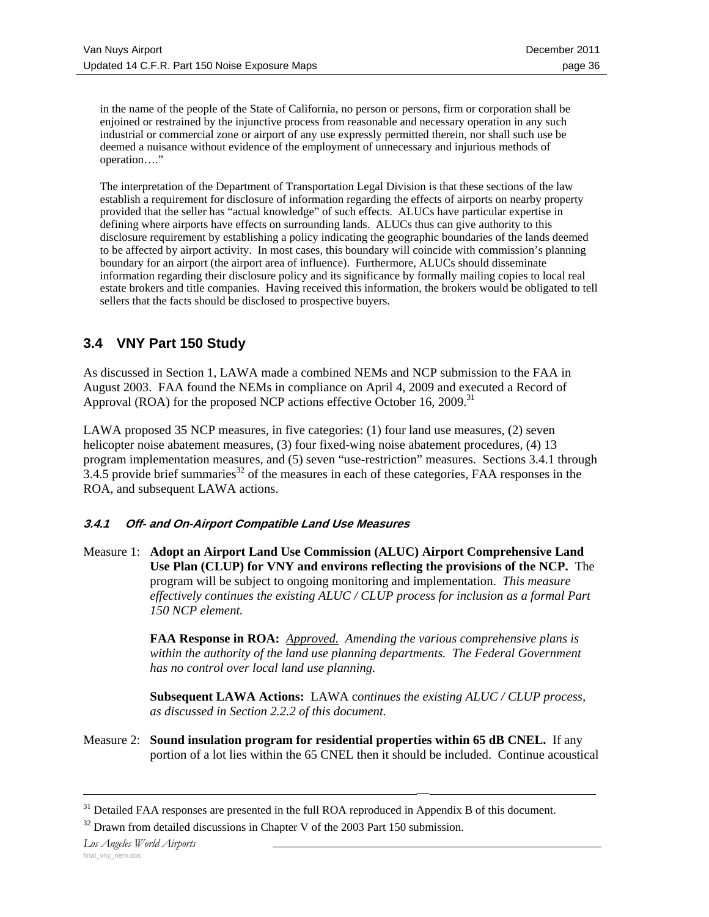in the name of the people of the State of California, no person or persons, firm or corporation shall be enjoined or restrained by the injunctive process from reasonable and necessary operation in any such industrial or commercial zone or airport of any use expressly permitted therein, nor shall such use be deemed a nuisance without evidence of the employment of unnecessary and injurious methods of operation…."

The interpretation of the Department of Transportation Legal Division is that these sections of the law establish a requirement for disclosure of information regarding the effects of airports on nearby property provided that the seller has "actual knowledge" of such effects. ALUCs have particular expertise in defining where airports have effects on surrounding lands. ALUCs thus can give authority to this disclosure requirement by establishing a policy indicating the geographic boundaries of the lands deemed to be affected by airport activity. In most cases, this boundary will coincide with commission's planning boundary for an airport (the airport area of influence). Furthermore, ALUCs should disseminate information regarding their disclosure policy and its significance by formally mailing copies to local real estate brokers and title companies. Having received this information, the brokers would be obligated to tell sellers that the facts should be disclosed to prospective buyers.

## 3.4 VNY Part 150 Study

As discussed in Section 1, LAWA made a combined NEMs and NCP submission to the FAA in August 2003. FAA found the NEMs in compliance on April 4, 2009 and executed a Record of Approval (ROA) for the proposed NCP actions effective October 16, 2009.[31]

LAWA proposed 35 NCP measures, in five categories: (1) four land use measures, (2) seven helicopter noise abatement measures, (3) four fixed-wing noise abatement procedures, (4) 13 program implementation measures, and (5) seven "use-restriction" measures. Sections 3.4.1 through 3.4.5 provide brief summaries[32] of the measures in each of these categories, FAA responses in the ROA, and subsequent LAWA actions.

### 3.4.1 Off- and On-Airport Compatible Land Use Measures

Measure 1: **Adopt an Airport Land Use Commission (ALUC) Airport Comprehensive Land Use Plan (CLUP) for VNY and environs reflecting the provisions of the NCP.** The program will be subject to ongoing monitoring and implementation. *This measure effectively continues the existing ALUC / CLUP process for inclusion as a formal Part 150 NCP element.*

**FAA Response in ROA:** *Approved. Amending the various comprehensive plans is within the authority of the land use planning departments. The Federal Government has no control over local land use planning.*

**Subsequent LAWA Actions:** LAWA c*ontinues the existing ALUC / CLUP process, as discussed in Section 2.2.2 of this document.*

Measure 2: **Sound insulation program for residential properties within 65 dB CNEL.** If any portion of a lot lies within the 65 CNEL then it should be included. Continue acoustical

[31] Detailed FAA responses are presented in the full ROA reproduced in Appendix B of this document.

[32] Drawn from detailed discussions in Chapter V of the 2003 Part 150 submission.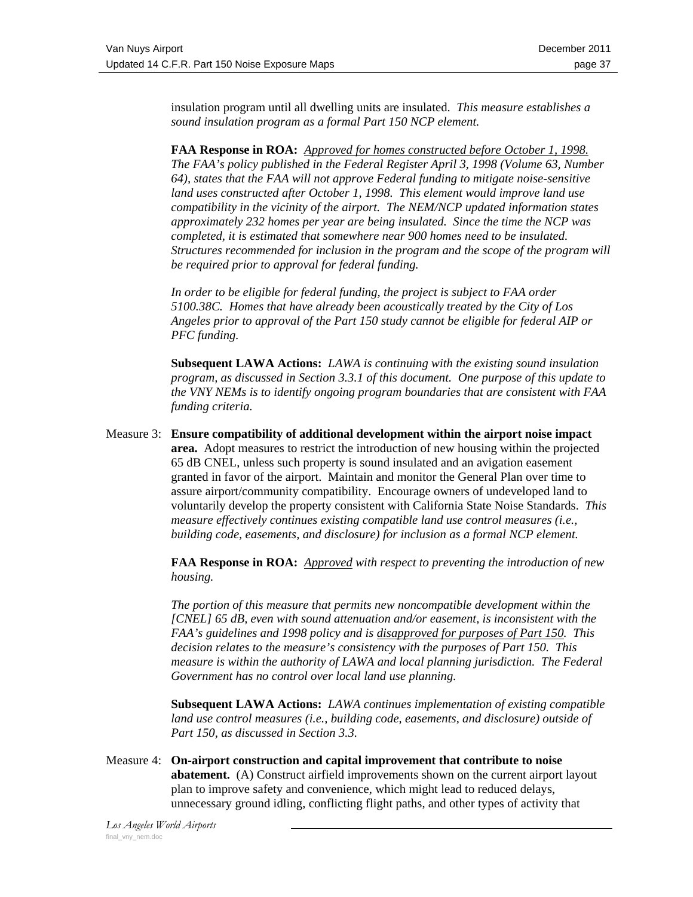insulation program until all dwelling units are insulated. *This measure establishes a sound insulation program as a formal Part 150 NCP element.*

**FAA Response in ROA:** *Approved for homes constructed before October 1, 1998. The FAA's policy published in the Federal Register April 3, 1998 (Volume 63, Number 64), states that the FAA will not approve Federal funding to mitigate noise-sensitive land uses constructed after October 1, 1998. This element would improve land use compatibility in the vicinity of the airport. The NEM/NCP updated information states approximately 232 homes per year are being insulated. Since the time the NCP was completed, it is estimated that somewhere near 900 homes need to be insulated. Structures recommended for inclusion in the program and the scope of the program will be required prior to approval for federal funding.*

*In order to be eligible for federal funding, the project is subject to FAA order 5100.38C. Homes that have already been acoustically treated by the City of Los Angeles prior to approval of the Part 150 study cannot be eligible for federal AIP or PFC funding.*

**Subsequent LAWA Actions:** *LAWA is continuing with the existing sound insulation program, as discussed in Section 3.3.1 of this document. One purpose of this update to the VNY NEMs is to identify ongoing program boundaries that are consistent with FAA funding criteria.*

Measure 3: **Ensure compatibility of additional development within the airport noise impact area.** Adopt measures to restrict the introduction of new housing within the projected 65 dB CNEL, unless such property is sound insulated and an avigation easement granted in favor of the airport. Maintain and monitor the General Plan over time to assure airport/community compatibility. Encourage owners of undeveloped land to voluntarily develop the property consistent with California State Noise Standards. *This measure effectively continues existing compatible land use control measures (i.e., building code, easements, and disclosure) for inclusion as a formal NCP element.*

**FAA Response in ROA:** *Approved with respect to preventing the introduction of new housing.*

*The portion of this measure that permits new noncompatible development within the [CNEL] 65 dB, even with sound attenuation and/or easement, is inconsistent with the FAA's guidelines and 1998 policy and is disapproved for purposes of Part 150. This decision relates to the measure's consistency with the purposes of Part 150. This measure is within the authority of LAWA and local planning jurisdiction. The Federal Government has no control over local land use planning.*

**Subsequent LAWA Actions:** *LAWA continues implementation of existing compatible land use control measures (i.e., building code, easements, and disclosure) outside of Part 150, as discussed in Section 3.3.*

Measure 4: **On-airport construction and capital improvement that contribute to noise abatement.** (A) Construct airfield improvements shown on the current airport layout plan to improve safety and convenience, which might lead to reduced delays, unnecessary ground idling, conflicting flight paths, and other types of activity that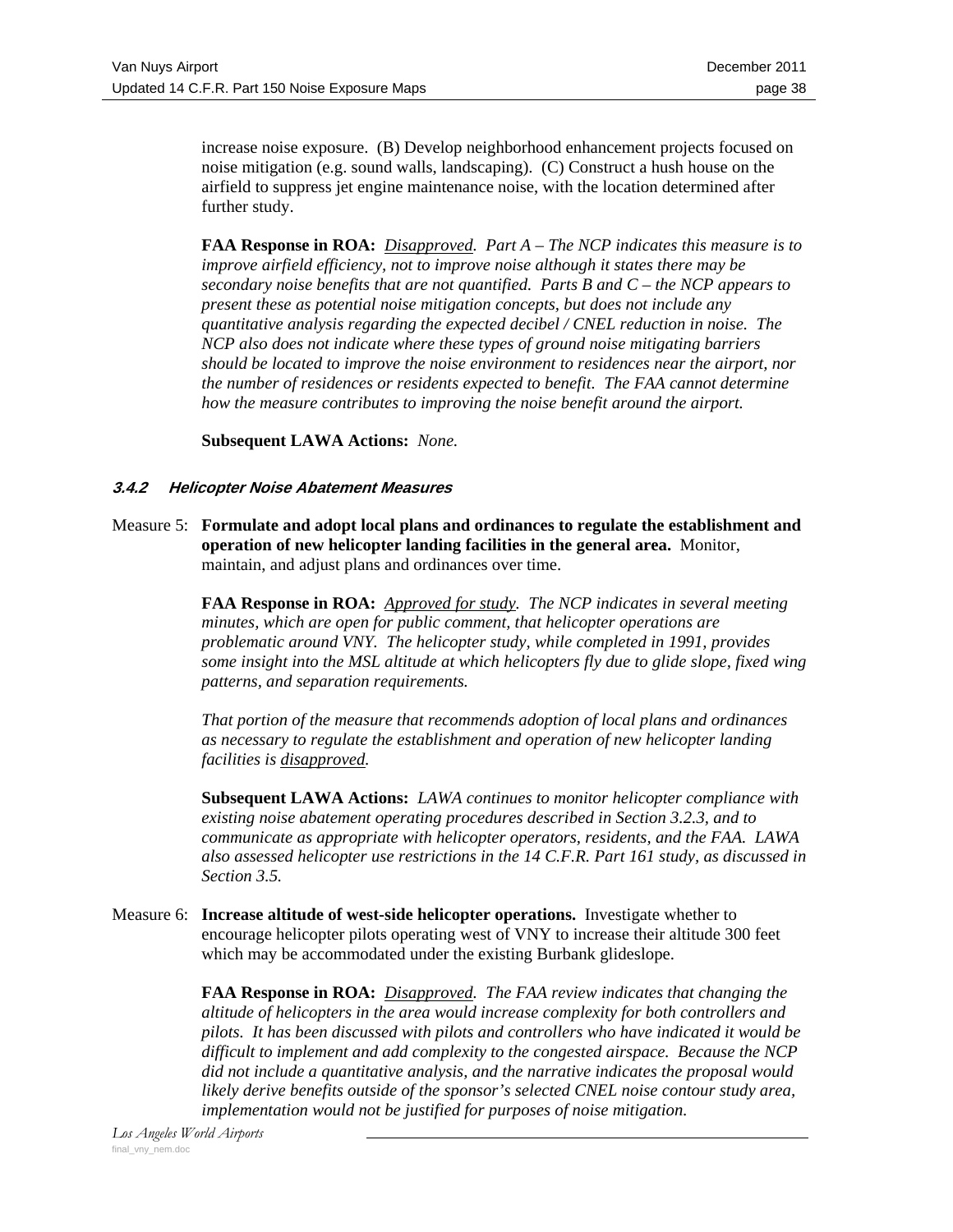increase noise exposure. (B) Develop neighborhood enhancement projects focused on noise mitigation (e.g. sound walls, landscaping). (C) Construct a hush house on the airfield to suppress jet engine maintenance noise, with the location determined after further study.

**FAA Response in ROA:** *Disapproved. Part A – The NCP indicates this measure is to improve airfield efficiency, not to improve noise although it states there may be secondary noise benefits that are not quantified. Parts B and C – the NCP appears to present these as potential noise mitigation concepts, but does not include any quantitative analysis regarding the expected decibel / CNEL reduction in noise. The NCP also does not indicate where these types of ground noise mitigating barriers should be located to improve the noise environment to residences near the airport, nor the number of residences or residents expected to benefit. The FAA cannot determine how the measure contributes to improving the noise benefit around the airport.*

**Subsequent LAWA Actions:** *None.*

### 3.4.2 Helicopter Noise Abatement Measures

Measure 5: **Formulate and adopt local plans and ordinances to regulate the establishment and operation of new helicopter landing facilities in the general area.** Monitor, maintain, and adjust plans and ordinances over time.

**FAA Response in ROA:** *Approved for study. The NCP indicates in several meeting minutes, which are open for public comment, that helicopter operations are problematic around VNY. The helicopter study, while completed in 1991, provides some insight into the MSL altitude at which helicopters fly due to glide slope, fixed wing patterns, and separation requirements.*

*That portion of the measure that recommends adoption of local plans and ordinances as necessary to regulate the establishment and operation of new helicopter landing facilities is disapproved.*

**Subsequent LAWA Actions:** *LAWA continues to monitor helicopter compliance with existing noise abatement operating procedures described in Section 3.2.3, and to communicate as appropriate with helicopter operators, residents, and the FAA. LAWA also assessed helicopter use restrictions in the 14 C.F.R. Part 161 study, as discussed in Section 3.5.*

Measure 6: **Increase altitude of west-side helicopter operations.** Investigate whether to encourage helicopter pilots operating west of VNY to increase their altitude 300 feet which may be accommodated under the existing Burbank glideslope.

**FAA Response in ROA:** *Disapproved. The FAA review indicates that changing the altitude of helicopters in the area would increase complexity for both controllers and pilots. It has been discussed with pilots and controllers who have indicated it would be difficult to implement and add complexity to the congested airspace. Because the NCP did not include a quantitative analysis, and the narrative indicates the proposal would likely derive benefits outside of the sponsor's selected CNEL noise contour study area, implementation would not be justified for purposes of noise mitigation.*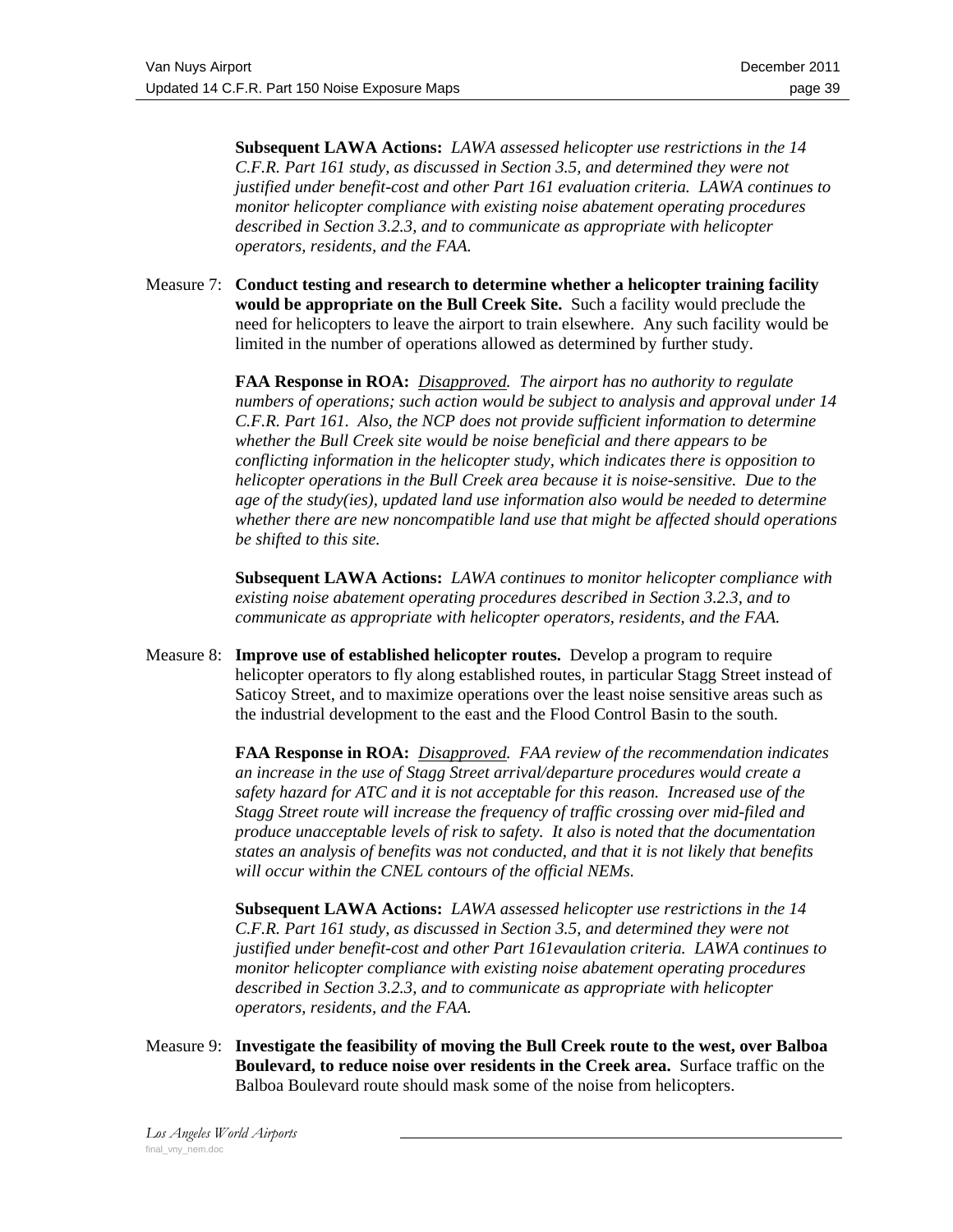**Subsequent LAWA Actions:** *LAWA assessed helicopter use restrictions in the 14 C.F.R. Part 161 study, as discussed in Section 3.5, and determined they were not justified under benefit-cost and other Part 161 evaluation criteria. LAWA continues to monitor helicopter compliance with existing noise abatement operating procedures described in Section 3.2.3, and to communicate as appropriate with helicopter operators, residents, and the FAA.*

Measure 7: **Conduct testing and research to determine whether a helicopter training facility would be appropriate on the Bull Creek Site.** Such a facility would preclude the need for helicopters to leave the airport to train elsewhere. Any such facility would be limited in the number of operations allowed as determined by further study.

**FAA Response in ROA:** *Disapproved. The airport has no authority to regulate numbers of operations; such action would be subject to analysis and approval under 14 C.F.R. Part 161. Also, the NCP does not provide sufficient information to determine whether the Bull Creek site would be noise beneficial and there appears to be conflicting information in the helicopter study, which indicates there is opposition to helicopter operations in the Bull Creek area because it is noise-sensitive. Due to the age of the study(ies), updated land use information also would be needed to determine whether there are new noncompatible land use that might be affected should operations be shifted to this site.*

**Subsequent LAWA Actions:** *LAWA continues to monitor helicopter compliance with existing noise abatement operating procedures described in Section 3.2.3, and to communicate as appropriate with helicopter operators, residents, and the FAA.*

Measure 8: **Improve use of established helicopter routes.** Develop a program to require helicopter operators to fly along established routes, in particular Stagg Street instead of Saticoy Street, and to maximize operations over the least noise sensitive areas such as the industrial development to the east and the Flood Control Basin to the south.

**FAA Response in ROA:** *Disapproved. FAA review of the recommendation indicates an increase in the use of Stagg Street arrival/departure procedures would create a safety hazard for ATC and it is not acceptable for this reason. Increased use of the Stagg Street route will increase the frequency of traffic crossing over mid-filed and produce unacceptable levels of risk to safety. It also is noted that the documentation states an analysis of benefits was not conducted, and that it is not likely that benefits will occur within the CNEL contours of the official NEMs.*

**Subsequent LAWA Actions:** *LAWA assessed helicopter use restrictions in the 14 C.F.R. Part 161 study, as discussed in Section 3.5, and determined they were not justified under benefit-cost and other Part 161evaulation criteria. LAWA continues to monitor helicopter compliance with existing noise abatement operating procedures described in Section 3.2.3, and to communicate as appropriate with helicopter operators, residents, and the FAA.*

Measure 9: **Investigate the feasibility of moving the Bull Creek route to the west, over Balboa Boulevard, to reduce noise over residents in the Creek area.** Surface traffic on the Balboa Boulevard route should mask some of the noise from helicopters.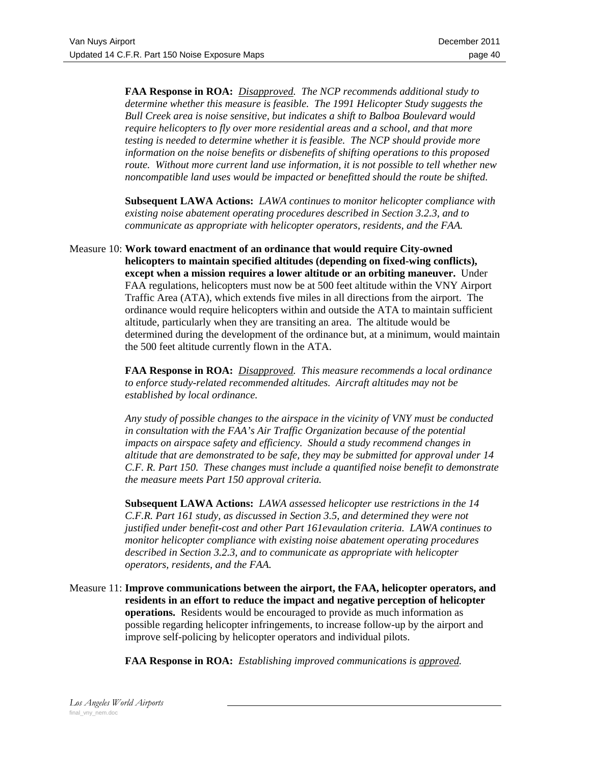**FAA Response in ROA:** *Disapproved. The NCP recommends additional study to determine whether this measure is feasible. The 1991 Helicopter Study suggests the Bull Creek area is noise sensitive, but indicates a shift to Balboa Boulevard would require helicopters to fly over more residential areas and a school, and that more testing is needed to determine whether it is feasible. The NCP should provide more information on the noise benefits or disbenefits of shifting operations to this proposed route. Without more current land use information, it is not possible to tell whether new noncompatible land uses would be impacted or benefitted should the route be shifted.*

**Subsequent LAWA Actions:** *LAWA continues to monitor helicopter compliance with existing noise abatement operating procedures described in Section 3.2.3, and to communicate as appropriate with helicopter operators, residents, and the FAA.*

Measure 10: **Work toward enactment of an ordinance that would require City-owned helicopters to maintain specified altitudes (depending on fixed-wing conflicts), except when a mission requires a lower altitude or an orbiting maneuver.** Under FAA regulations, helicopters must now be at 500 feet altitude within the VNY Airport Traffic Area (ATA), which extends five miles in all directions from the airport. The ordinance would require helicopters within and outside the ATA to maintain sufficient altitude, particularly when they are transiting an area. The altitude would be determined during the development of the ordinance but, at a minimum, would maintain the 500 feet altitude currently flown in the ATA.

**FAA Response in ROA:** *Disapproved. This measure recommends a local ordinance to enforce study-related recommended altitudes. Aircraft altitudes may not be established by local ordinance.*

*Any study of possible changes to the airspace in the vicinity of VNY must be conducted in consultation with the FAA's Air Traffic Organization because of the potential impacts on airspace safety and efficiency. Should a study recommend changes in altitude that are demonstrated to be safe, they may be submitted for approval under 14 C.F. R. Part 150. These changes must include a quantified noise benefit to demonstrate the measure meets Part 150 approval criteria.*

**Subsequent LAWA Actions:** *LAWA assessed helicopter use restrictions in the 14 C.F.R. Part 161 study, as discussed in Section 3.5, and determined they were not justified under benefit-cost and other Part 161evaulation criteria. LAWA continues to monitor helicopter compliance with existing noise abatement operating procedures described in Section 3.2.3, and to communicate as appropriate with helicopter operators, residents, and the FAA.*

Measure 11: **Improve communications between the airport, the FAA, helicopter operators, and residents in an effort to reduce the impact and negative perception of helicopter operations.** Residents would be encouraged to provide as much information as possible regarding helicopter infringements, to increase follow-up by the airport and improve self-policing by helicopter operators and individual pilots.

**FAA Response in ROA:** *Establishing improved communications is approved.*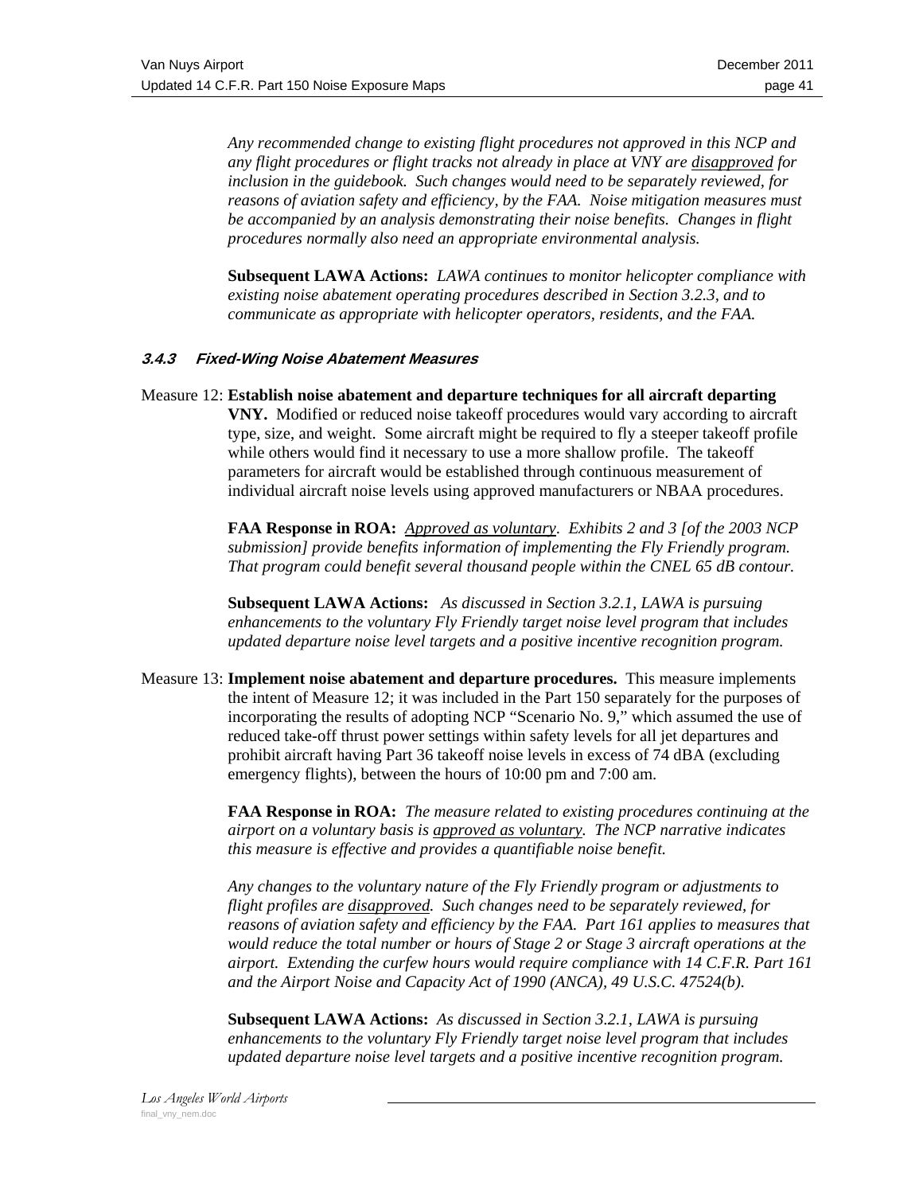*Any recommended change to existing flight procedures not approved in this NCP and any flight procedures or flight tracks not already in place at VNY are disapproved for inclusion in the guidebook. Such changes would need to be separately reviewed, for reasons of aviation safety and efficiency, by the FAA. Noise mitigation measures must be accompanied by an analysis demonstrating their noise benefits. Changes in flight procedures normally also need an appropriate environmental analysis.*

**Subsequent LAWA Actions:** *LAWA continues to monitor helicopter compliance with existing noise abatement operating procedures described in Section 3.2.3, and to communicate as appropriate with helicopter operators, residents, and the FAA.*

### 3.4.3 Fixed-Wing Noise Abatement Measures

Measure 12: **Establish noise abatement and departure techniques for all aircraft departing VNY.** Modified or reduced noise takeoff procedures would vary according to aircraft type, size, and weight. Some aircraft might be required to fly a steeper takeoff profile while others would find it necessary to use a more shallow profile. The takeoff parameters for aircraft would be established through continuous measurement of individual aircraft noise levels using approved manufacturers or NBAA procedures.

**FAA Response in ROA:** *Approved as voluntary. Exhibits 2 and 3 [of the 2003 NCP submission] provide benefits information of implementing the Fly Friendly program. That program could benefit several thousand people within the CNEL 65 dB contour.*

**Subsequent LAWA Actions:** *As discussed in Section 3.2.1, LAWA is pursuing enhancements to the voluntary Fly Friendly target noise level program that includes updated departure noise level targets and a positive incentive recognition program.*

Measure 13: **Implement noise abatement and departure procedures.** This measure implements the intent of Measure 12; it was included in the Part 150 separately for the purposes of incorporating the results of adopting NCP "Scenario No. 9," which assumed the use of reduced take-off thrust power settings within safety levels for all jet departures and prohibit aircraft having Part 36 takeoff noise levels in excess of 74 dBA (excluding emergency flights), between the hours of 10:00 pm and 7:00 am.

**FAA Response in ROA:** *The measure related to existing procedures continuing at the airport on a voluntary basis is approved as voluntary. The NCP narrative indicates this measure is effective and provides a quantifiable noise benefit.*

*Any changes to the voluntary nature of the Fly Friendly program or adjustments to flight profiles are disapproved. Such changes need to be separately reviewed, for reasons of aviation safety and efficiency by the FAA. Part 161 applies to measures that would reduce the total number or hours of Stage 2 or Stage 3 aircraft operations at the airport. Extending the curfew hours would require compliance with 14 C.F.R. Part 161 and the Airport Noise and Capacity Act of 1990 (ANCA), 49 U.S.C. 47524(b).*

**Subsequent LAWA Actions:** *As discussed in Section 3.2.1, LAWA is pursuing enhancements to the voluntary Fly Friendly target noise level program that includes updated departure noise level targets and a positive incentive recognition program.*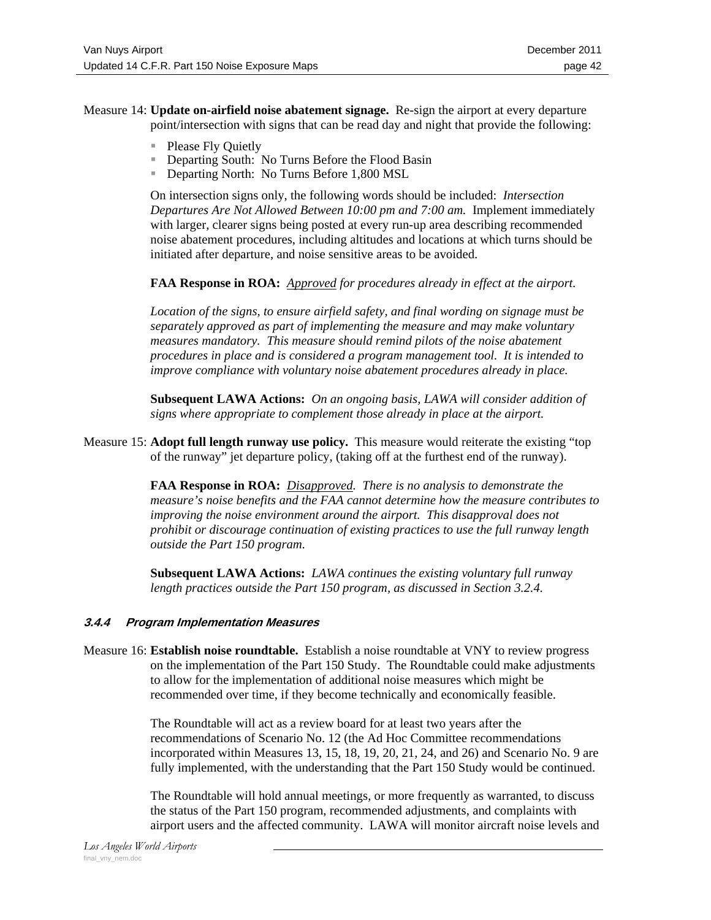Measure 14: **Update on-airfield noise abatement signage.** Re-sign the airport at every departure point/intersection with signs that can be read day and night that provide the following:

- Please Fly Quietly
- Departing South: No Turns Before the Flood Basin
- Departing North: No Turns Before 1,800 MSL

On intersection signs only, the following words should be included: *Intersection Departures Are Not Allowed Between 10:00 pm and 7:00 am.* Implement immediately with larger, clearer signs being posted at every run-up area describing recommended noise abatement procedures, including altitudes and locations at which turns should be initiated after departure, and noise sensitive areas to be avoided.

**FAA Response in ROA:** *Approved for procedures already in effect at the airport.*

*Location of the signs, to ensure airfield safety, and final wording on signage must be separately approved as part of implementing the measure and may make voluntary measures mandatory. This measure should remind pilots of the noise abatement procedures in place and is considered a program management tool. It is intended to improve compliance with voluntary noise abatement procedures already in place.*

**Subsequent LAWA Actions:** *On an ongoing basis, LAWA will consider addition of signs where appropriate to complement those already in place at the airport.*

Measure 15: **Adopt full length runway use policy.** This measure would reiterate the existing "top of the runway" jet departure policy, (taking off at the furthest end of the runway).

**FAA Response in ROA:** *Disapproved. There is no analysis to demonstrate the measure's noise benefits and the FAA cannot determine how the measure contributes to improving the noise environment around the airport. This disapproval does not prohibit or discourage continuation of existing practices to use the full runway length outside the Part 150 program.*

**Subsequent LAWA Actions:** *LAWA continues the existing voluntary full runway length practices outside the Part 150 program, as discussed in Section 3.2.4.*

#### 3.4.4 Program Implementation Measures

Measure 16: **Establish noise roundtable.** Establish a noise roundtable at VNY to review progress on the implementation of the Part 150 Study. The Roundtable could make adjustments to allow for the implementation of additional noise measures which might be recommended over time, if they become technically and economically feasible.

The Roundtable will act as a review board for at least two years after the recommendations of Scenario No. 12 (the Ad Hoc Committee recommendations incorporated within Measures 13, 15, 18, 19, 20, 21, 24, and 26) and Scenario No. 9 are fully implemented, with the understanding that the Part 150 Study would be continued.

The Roundtable will hold annual meetings, or more frequently as warranted, to discuss the status of the Part 150 program, recommended adjustments, and complaints with airport users and the affected community. LAWA will monitor aircraft noise levels and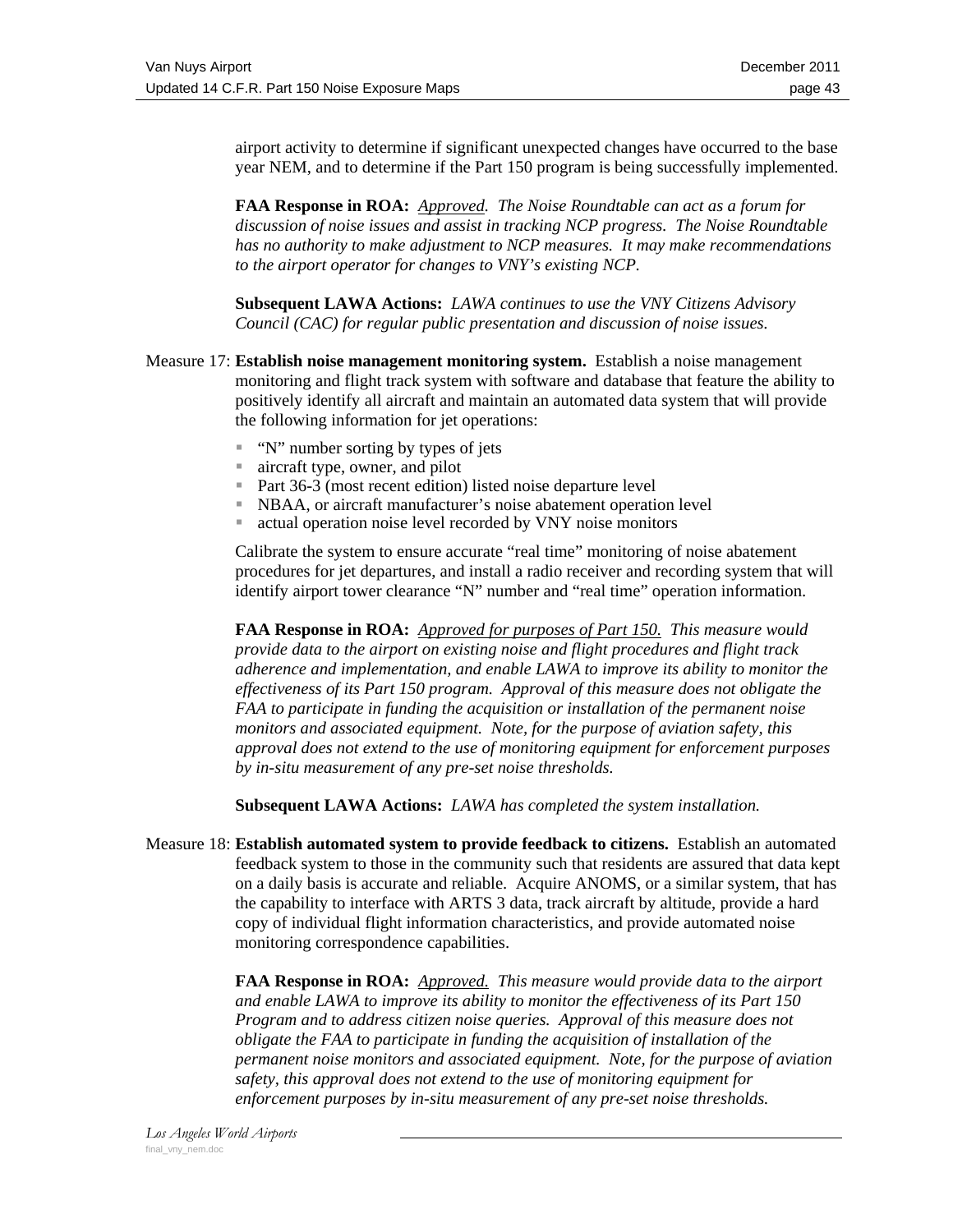airport activity to determine if significant unexpected changes have occurred to the base year NEM, and to determine if the Part 150 program is being successfully implemented.

**FAA Response in ROA:** *Approved. The Noise Roundtable can act as a forum for discussion of noise issues and assist in tracking NCP progress. The Noise Roundtable has no authority to make adjustment to NCP measures. It may make recommendations to the airport operator for changes to VNY's existing NCP.*

**Subsequent LAWA Actions:** *LAWA continues to use the VNY Citizens Advisory Council (CAC) for regular public presentation and discussion of noise issues.*

Measure 17: **Establish noise management monitoring system.** Establish a noise management monitoring and flight track system with software and database that feature the ability to positively identify all aircraft and maintain an automated data system that will provide the following information for jet operations:

- "N" number sorting by types of jets
- aircraft type, owner, and pilot
- Part 36-3 (most recent edition) listed noise departure level
- NBAA, or aircraft manufacturer's noise abatement operation level
- actual operation noise level recorded by VNY noise monitors

Calibrate the system to ensure accurate "real time" monitoring of noise abatement procedures for jet departures, and install a radio receiver and recording system that will identify airport tower clearance "N" number and "real time" operation information.

**FAA Response in ROA:** *Approved for purposes of Part 150. This measure would provide data to the airport on existing noise and flight procedures and flight track adherence and implementation, and enable LAWA to improve its ability to monitor the effectiveness of its Part 150 program. Approval of this measure does not obligate the FAA to participate in funding the acquisition or installation of the permanent noise monitors and associated equipment. Note, for the purpose of aviation safety, this approval does not extend to the use of monitoring equipment for enforcement purposes by in-situ measurement of any pre-set noise thresholds.*

**Subsequent LAWA Actions:** *LAWA has completed the system installation.*

Measure 18: **Establish automated system to provide feedback to citizens.** Establish an automated feedback system to those in the community such that residents are assured that data kept on a daily basis is accurate and reliable. Acquire ANOMS, or a similar system, that has the capability to interface with ARTS 3 data, track aircraft by altitude, provide a hard copy of individual flight information characteristics, and provide automated noise monitoring correspondence capabilities.

**FAA Response in ROA:** *Approved. This measure would provide data to the airport and enable LAWA to improve its ability to monitor the effectiveness of its Part 150 Program and to address citizen noise queries. Approval of this measure does not obligate the FAA to participate in funding the acquisition of installation of the permanent noise monitors and associated equipment. Note, for the purpose of aviation safety, this approval does not extend to the use of monitoring equipment for enforcement purposes by in-situ measurement of any pre-set noise thresholds.*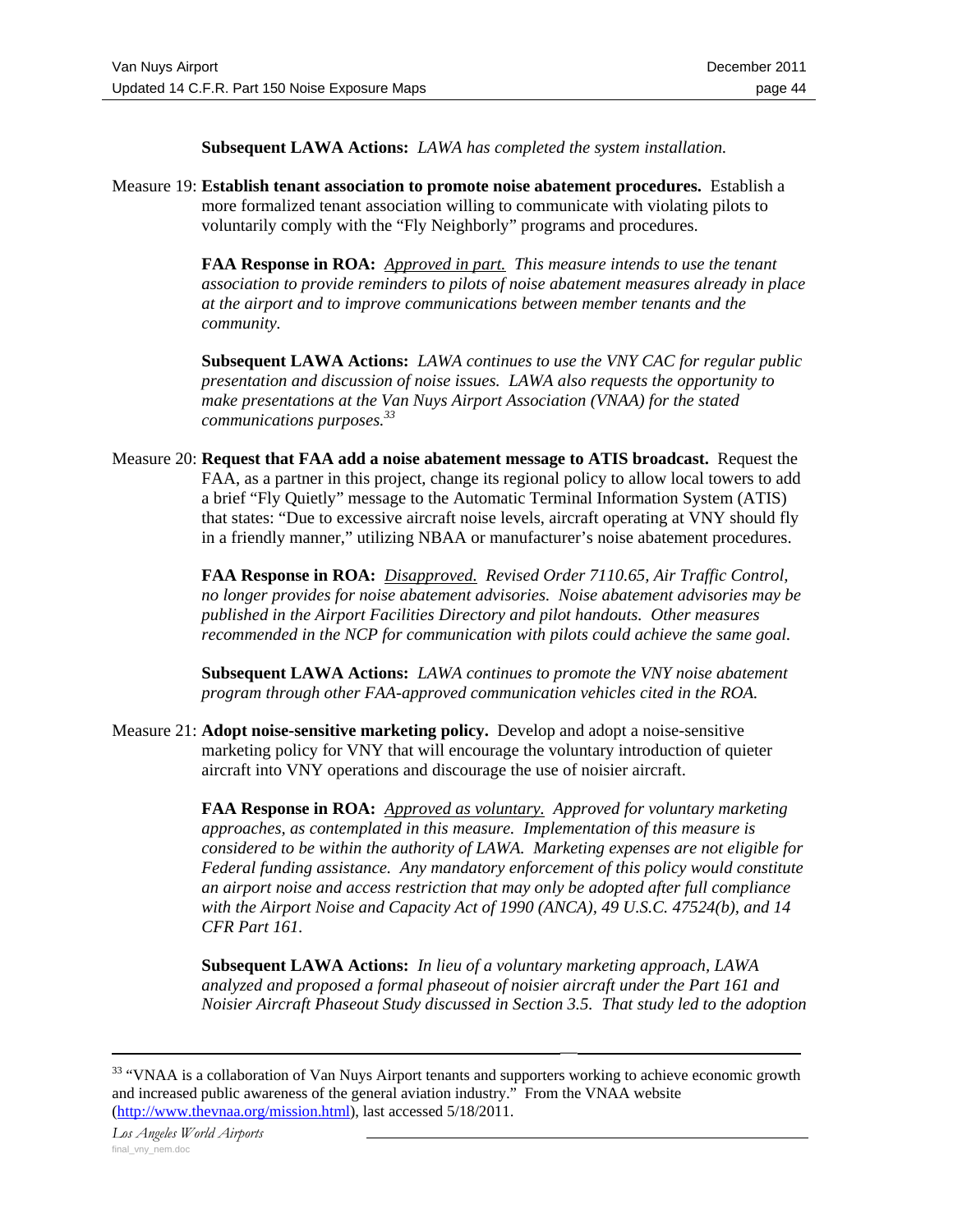**Subsequent LAWA Actions:** *LAWA has completed the system installation.*

Measure 19: **Establish tenant association to promote noise abatement procedures.** Establish a more formalized tenant association willing to communicate with violating pilots to voluntarily comply with the "Fly Neighborly" programs and procedures.

**FAA Response in ROA:** *Approved in part. This measure intends to use the tenant association to provide reminders to pilots of noise abatement measures already in place at the airport and to improve communications between member tenants and the community.*

**Subsequent LAWA Actions:** *LAWA continues to use the VNY CAC for regular public presentation and discussion of noise issues. LAWA also requests the opportunity to make presentations at the Van Nuys Airport Association (VNAA) for the stated communications purposes.*[33]

Measure 20: **Request that FAA add a noise abatement message to ATIS broadcast.** Request the FAA, as a partner in this project, change its regional policy to allow local towers to add a brief "Fly Quietly" message to the Automatic Terminal Information System (ATIS) that states: "Due to excessive aircraft noise levels, aircraft operating at VNY should fly in a friendly manner," utilizing NBAA or manufacturer's noise abatement procedures.

**FAA Response in ROA:** *Disapproved. Revised Order 7110.65, Air Traffic Control, no longer provides for noise abatement advisories. Noise abatement advisories may be published in the Airport Facilities Directory and pilot handouts. Other measures recommended in the NCP for communication with pilots could achieve the same goal.*

**Subsequent LAWA Actions:** *LAWA continues to promote the VNY noise abatement program through other FAA-approved communication vehicles cited in the ROA.*

Measure 21: **Adopt noise-sensitive marketing policy.** Develop and adopt a noise-sensitive marketing policy for VNY that will encourage the voluntary introduction of quieter aircraft into VNY operations and discourage the use of noisier aircraft.

**FAA Response in ROA:** *Approved as voluntary. Approved for voluntary marketing approaches, as contemplated in this measure. Implementation of this measure is considered to be within the authority of LAWA. Marketing expenses are not eligible for Federal funding assistance. Any mandatory enforcement of this policy would constitute an airport noise and access restriction that may only be adopted after full compliance with the Airport Noise and Capacity Act of 1990 (ANCA), 49 U.S.C. 47524(b), and 14 CFR Part 161.*

**Subsequent LAWA Actions:** *In lieu of a voluntary marketing approach, LAWA analyzed and proposed a formal phaseout of noisier aircraft under the Part 161 and Noisier Aircraft Phaseout Study discussed in Section 3.5. That study led to the adoption*

---

[33] "VNAA is a collaboration of Van Nuys Airport tenants and supporters working to achieve economic growth and increased public awareness of the general aviation industry." From the VNAA website (http://www.thevnaa.org/mission.html), last accessed 5/18/2011.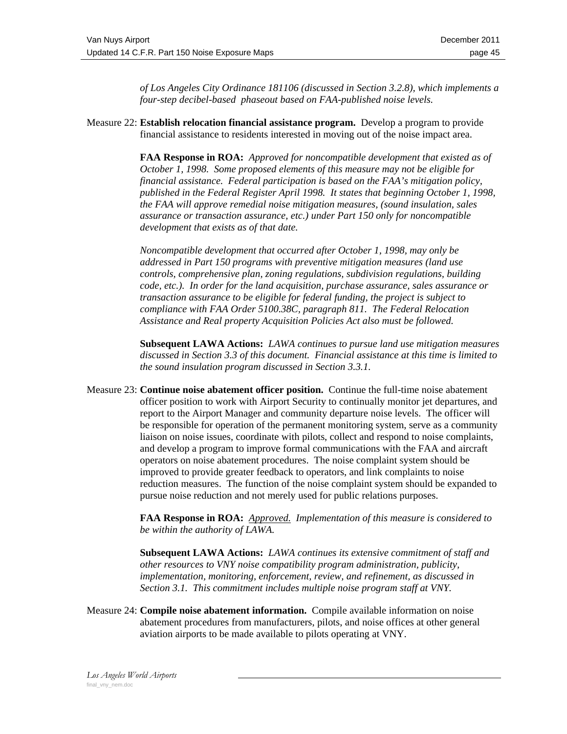*of Los Angeles City Ordinance 181106 (discussed in Section 3.2.8), which implements a four-step decibel-based phaseout based on FAA-published noise levels.*

Measure 22: **Establish relocation financial assistance program.** Develop a program to provide financial assistance to residents interested in moving out of the noise impact area.

**FAA Response in ROA:** *Approved for noncompatible development that existed as of October 1, 1998. Some proposed elements of this measure may not be eligible for financial assistance. Federal participation is based on the FAA's mitigation policy, published in the Federal Register April 1998. It states that beginning October 1, 1998, the FAA will approve remedial noise mitigation measures, (sound insulation, sales assurance or transaction assurance, etc.) under Part 150 only for noncompatible development that exists as of that date.*

*Noncompatible development that occurred after October 1, 1998, may only be addressed in Part 150 programs with preventive mitigation measures (land use controls, comprehensive plan, zoning regulations, subdivision regulations, building code, etc.). In order for the land acquisition, purchase assurance, sales assurance or transaction assurance to be eligible for federal funding, the project is subject to compliance with FAA Order 5100.38C, paragraph 811. The Federal Relocation Assistance and Real property Acquisition Policies Act also must be followed.*

**Subsequent LAWA Actions:** *LAWA continues to pursue land use mitigation measures discussed in Section 3.3 of this document. Financial assistance at this time is limited to the sound insulation program discussed in Section 3.3.1.*

Measure 23: **Continue noise abatement officer position.** Continue the full-time noise abatement officer position to work with Airport Security to continually monitor jet departures, and report to the Airport Manager and community departure noise levels. The officer will be responsible for operation of the permanent monitoring system, serve as a community liaison on noise issues, coordinate with pilots, collect and respond to noise complaints, and develop a program to improve formal communications with the FAA and aircraft operators on noise abatement procedures. The noise complaint system should be improved to provide greater feedback to operators, and link complaints to noise reduction measures. The function of the noise complaint system should be expanded to pursue noise reduction and not merely used for public relations purposes.

**FAA Response in ROA:** *Approved. Implementation of this measure is considered to be within the authority of LAWA.*

**Subsequent LAWA Actions:** *LAWA continues its extensive commitment of staff and other resources to VNY noise compatibility program administration, publicity, implementation, monitoring, enforcement, review, and refinement, as discussed in Section 3.1. This commitment includes multiple noise program staff at VNY.*

Measure 24: **Compile noise abatement information.** Compile available information on noise abatement procedures from manufacturers, pilots, and noise offices at other general aviation airports to be made available to pilots operating at VNY.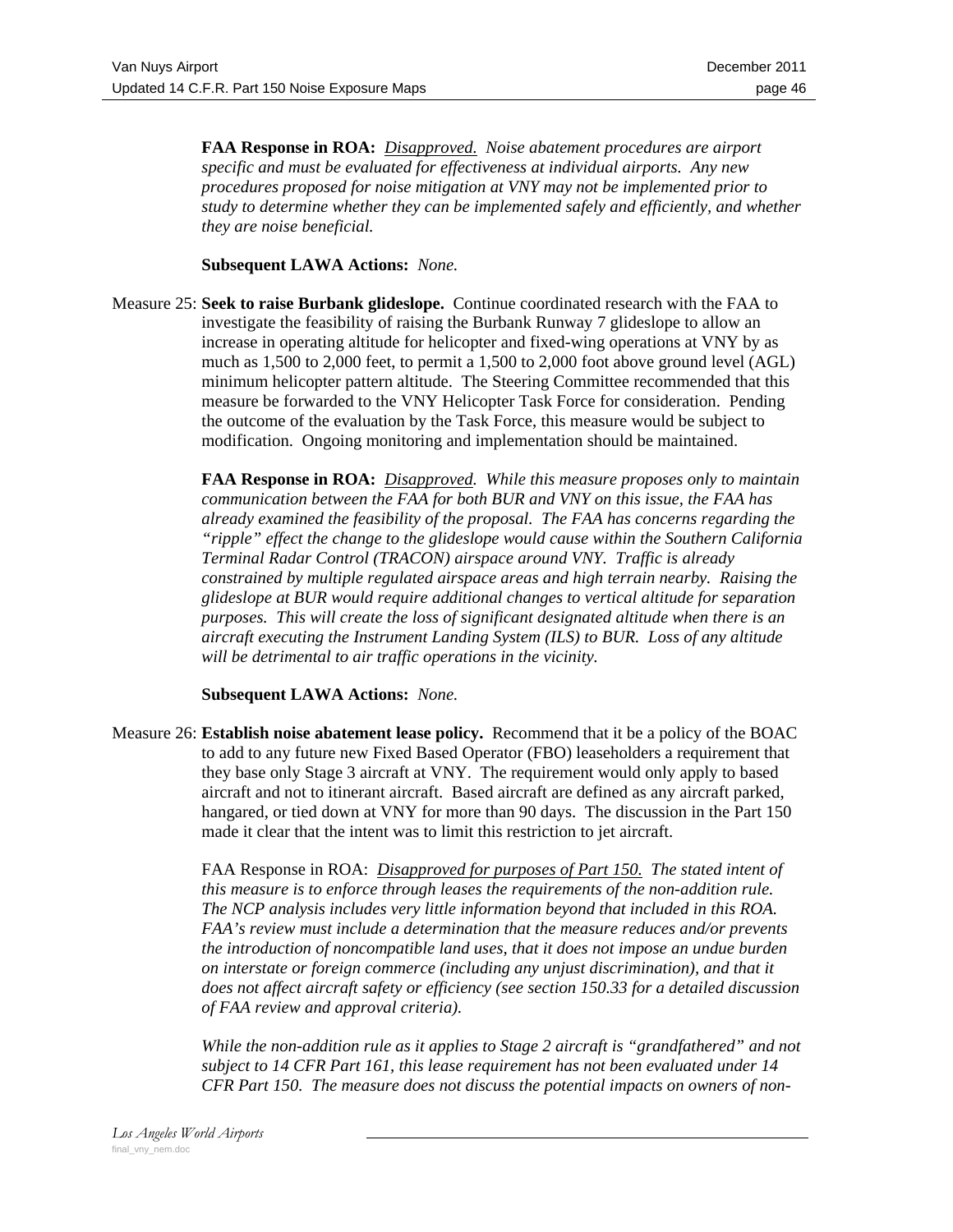**FAA Response in ROA:** *Disapproved. Noise abatement procedures are airport specific and must be evaluated for effectiveness at individual airports. Any new procedures proposed for noise mitigation at VNY may not be implemented prior to study to determine whether they can be implemented safely and efficiently, and whether they are noise beneficial.*

**Subsequent LAWA Actions:** *None.*

Measure 25: **Seek to raise Burbank glideslope.** Continue coordinated research with the FAA to investigate the feasibility of raising the Burbank Runway 7 glideslope to allow an increase in operating altitude for helicopter and fixed-wing operations at VNY by as much as 1,500 to 2,000 feet, to permit a 1,500 to 2,000 foot above ground level (AGL) minimum helicopter pattern altitude. The Steering Committee recommended that this measure be forwarded to the VNY Helicopter Task Force for consideration. Pending the outcome of the evaluation by the Task Force, this measure would be subject to modification. Ongoing monitoring and implementation should be maintained.

**FAA Response in ROA:** *Disapproved. While this measure proposes only to maintain communication between the FAA for both BUR and VNY on this issue, the FAA has already examined the feasibility of the proposal. The FAA has concerns regarding the "ripple" effect the change to the glideslope would cause within the Southern California Terminal Radar Control (TRACON) airspace around VNY. Traffic is already constrained by multiple regulated airspace areas and high terrain nearby. Raising the glideslope at BUR would require additional changes to vertical altitude for separation purposes. This will create the loss of significant designated altitude when there is an aircraft executing the Instrument Landing System (ILS) to BUR. Loss of any altitude will be detrimental to air traffic operations in the vicinity.*

**Subsequent LAWA Actions:** *None.*

Measure 26: **Establish noise abatement lease policy.** Recommend that it be a policy of the BOAC to add to any future new Fixed Based Operator (FBO) leaseholders a requirement that they base only Stage 3 aircraft at VNY. The requirement would only apply to based aircraft and not to itinerant aircraft. Based aircraft are defined as any aircraft parked, hangared, or tied down at VNY for more than 90 days. The discussion in the Part 150 made it clear that the intent was to limit this restriction to jet aircraft.

FAA Response in ROA: *Disapproved for purposes of Part 150. The stated intent of this measure is to enforce through leases the requirements of the non-addition rule. The NCP analysis includes very little information beyond that included in this ROA. FAA's review must include a determination that the measure reduces and/or prevents the introduction of noncompatible land uses, that it does not impose an undue burden on interstate or foreign commerce (including any unjust discrimination), and that it does not affect aircraft safety or efficiency (see section 150.33 for a detailed discussion of FAA review and approval criteria).*

*While the non-addition rule as it applies to Stage 2 aircraft is "grandfathered" and not subject to 14 CFR Part 161, this lease requirement has not been evaluated under 14 CFR Part 150. The measure does not discuss the potential impacts on owners of non-*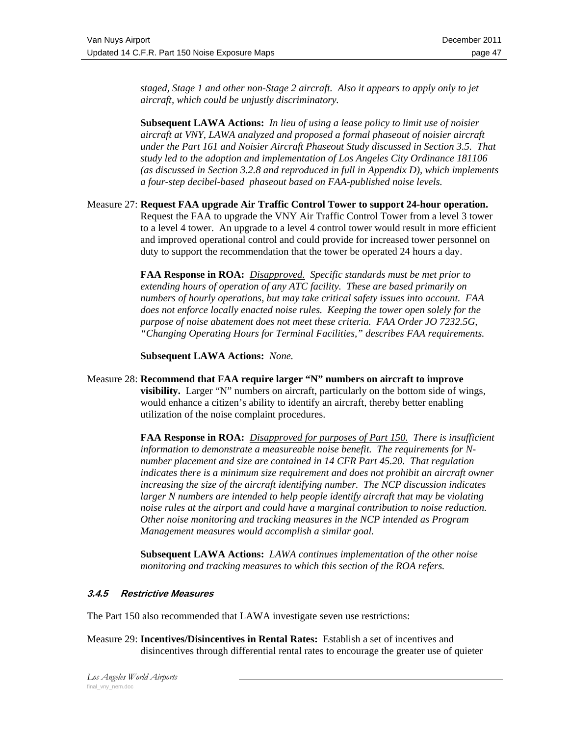*staged, Stage 1 and other non-Stage 2 aircraft. Also it appears to apply only to jet aircraft, which could be unjustly discriminatory.*

**Subsequent LAWA Actions:** *In lieu of using a lease policy to limit use of noisier aircraft at VNY, LAWA analyzed and proposed a formal phaseout of noisier aircraft under the Part 161 and Noisier Aircraft Phaseout Study discussed in Section 3.5. That study led to the adoption and implementation of Los Angeles City Ordinance 181106 (as discussed in Section 3.2.8 and reproduced in full in Appendix D), which implements a four-step decibel-based phaseout based on FAA-published noise levels.*

Measure 27: **Request FAA upgrade Air Traffic Control Tower to support 24-hour operation.** Request the FAA to upgrade the VNY Air Traffic Control Tower from a level 3 tower to a level 4 tower. An upgrade to a level 4 control tower would result in more efficient and improved operational control and could provide for increased tower personnel on duty to support the recommendation that the tower be operated 24 hours a day.

**FAA Response in ROA:** *<u>Disapproved.</u> Specific standards must be met prior to extending hours of operation of any ATC facility. These are based primarily on numbers of hourly operations, but may take critical safety issues into account. FAA does not enforce locally enacted noise rules. Keeping the tower open solely for the purpose of noise abatement does not meet these criteria. FAA Order JO 7232.5G, "Changing Operating Hours for Terminal Facilities," describes FAA requirements.*

**Subsequent LAWA Actions:** *None.*

Measure 28: **Recommend that FAA require larger "N" numbers on aircraft to improve visibility.** Larger "N" numbers on aircraft, particularly on the bottom side of wings, would enhance a citizen's ability to identify an aircraft, thereby better enabling utilization of the noise complaint procedures.

**FAA Response in ROA:** *<u>Disapproved for purposes of Part 150.</u> There is insufficient information to demonstrate a measureable noise benefit. The requirements for N-number placement and size are contained in 14 CFR Part 45.20. That regulation indicates there is a minimum size requirement and does not prohibit an aircraft owner increasing the size of the aircraft identifying number. The NCP discussion indicates larger N numbers are intended to help people identify aircraft that may be violating noise rules at the airport and could have a marginal contribution to noise reduction. Other noise monitoring and tracking measures in the NCP intended as Program Management measures would accomplish a similar goal.*

**Subsequent LAWA Actions:** *LAWA continues implementation of the other noise monitoring and tracking measures to which this section of the ROA refers.*

### 3.4.5 Restrictive Measures

The Part 150 also recommended that LAWA investigate seven use restrictions:

Measure 29: **Incentives/Disincentives in Rental Rates:** Establish a set of incentives and disincentives through differential rental rates to encourage the greater use of quieter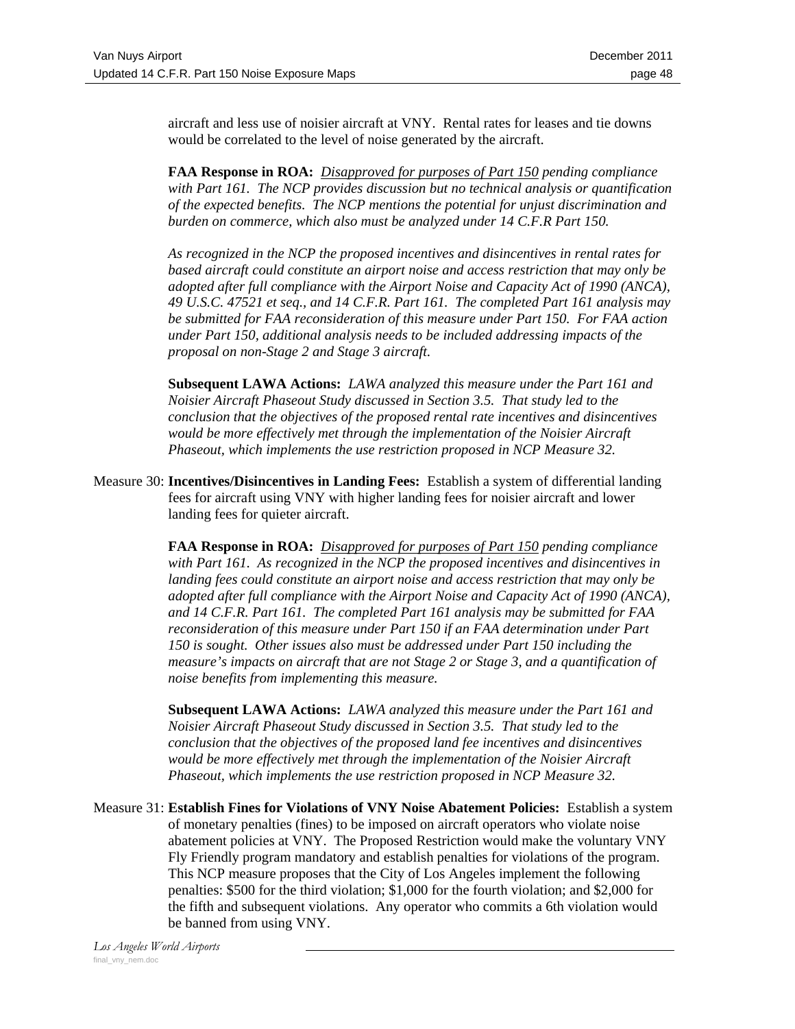aircraft and less use of noisier aircraft at VNY. Rental rates for leases and tie downs would be correlated to the level of noise generated by the aircraft.

**FAA Response in ROA:** *<u>Disapproved for purposes of Part 150</u> pending compliance with Part 161. The NCP provides discussion but no technical analysis or quantification of the expected benefits. The NCP mentions the potential for unjust discrimination and burden on commerce, which also must be analyzed under 14 C.F.R Part 150.*

*As recognized in the NCP the proposed incentives and disincentives in rental rates for based aircraft could constitute an airport noise and access restriction that may only be adopted after full compliance with the Airport Noise and Capacity Act of 1990 (ANCA), 49 U.S.C. 47521 et seq., and 14 C.F.R. Part 161. The completed Part 161 analysis may be submitted for FAA reconsideration of this measure under Part 150. For FAA action under Part 150, additional analysis needs to be included addressing impacts of the proposal on non-Stage 2 and Stage 3 aircraft.*

**Subsequent LAWA Actions:** *LAWA analyzed this measure under the Part 161 and Noisier Aircraft Phaseout Study discussed in Section 3.5. That study led to the conclusion that the objectives of the proposed rental rate incentives and disincentives would be more effectively met through the implementation of the Noisier Aircraft Phaseout, which implements the use restriction proposed in NCP Measure 32.*

Measure 30: **Incentives/Disincentives in Landing Fees:** Establish a system of differential landing fees for aircraft using VNY with higher landing fees for noisier aircraft and lower landing fees for quieter aircraft.

**FAA Response in ROA:** *<u>Disapproved for purposes of Part 150</u> pending compliance with Part 161. As recognized in the NCP the proposed incentives and disincentives in landing fees could constitute an airport noise and access restriction that may only be adopted after full compliance with the Airport Noise and Capacity Act of 1990 (ANCA), and 14 C.F.R. Part 161. The completed Part 161 analysis may be submitted for FAA reconsideration of this measure under Part 150 if an FAA determination under Part 150 is sought. Other issues also must be addressed under Part 150 including the measure's impacts on aircraft that are not Stage 2 or Stage 3, and a quantification of noise benefits from implementing this measure.*

**Subsequent LAWA Actions:** *LAWA analyzed this measure under the Part 161 and Noisier Aircraft Phaseout Study discussed in Section 3.5. That study led to the conclusion that the objectives of the proposed land fee incentives and disincentives would be more effectively met through the implementation of the Noisier Aircraft Phaseout, which implements the use restriction proposed in NCP Measure 32.*

Measure 31: **Establish Fines for Violations of VNY Noise Abatement Policies:** Establish a system of monetary penalties (fines) to be imposed on aircraft operators who violate noise abatement policies at VNY. The Proposed Restriction would make the voluntary VNY Fly Friendly program mandatory and establish penalties for violations of the program. This NCP measure proposes that the City of Los Angeles implement the following penalties: $500 for the third violation; $1,000 for the fourth violation; and $2,000 for the fifth and subsequent violations. Any operator who commits a 6th violation would be banned from using VNY.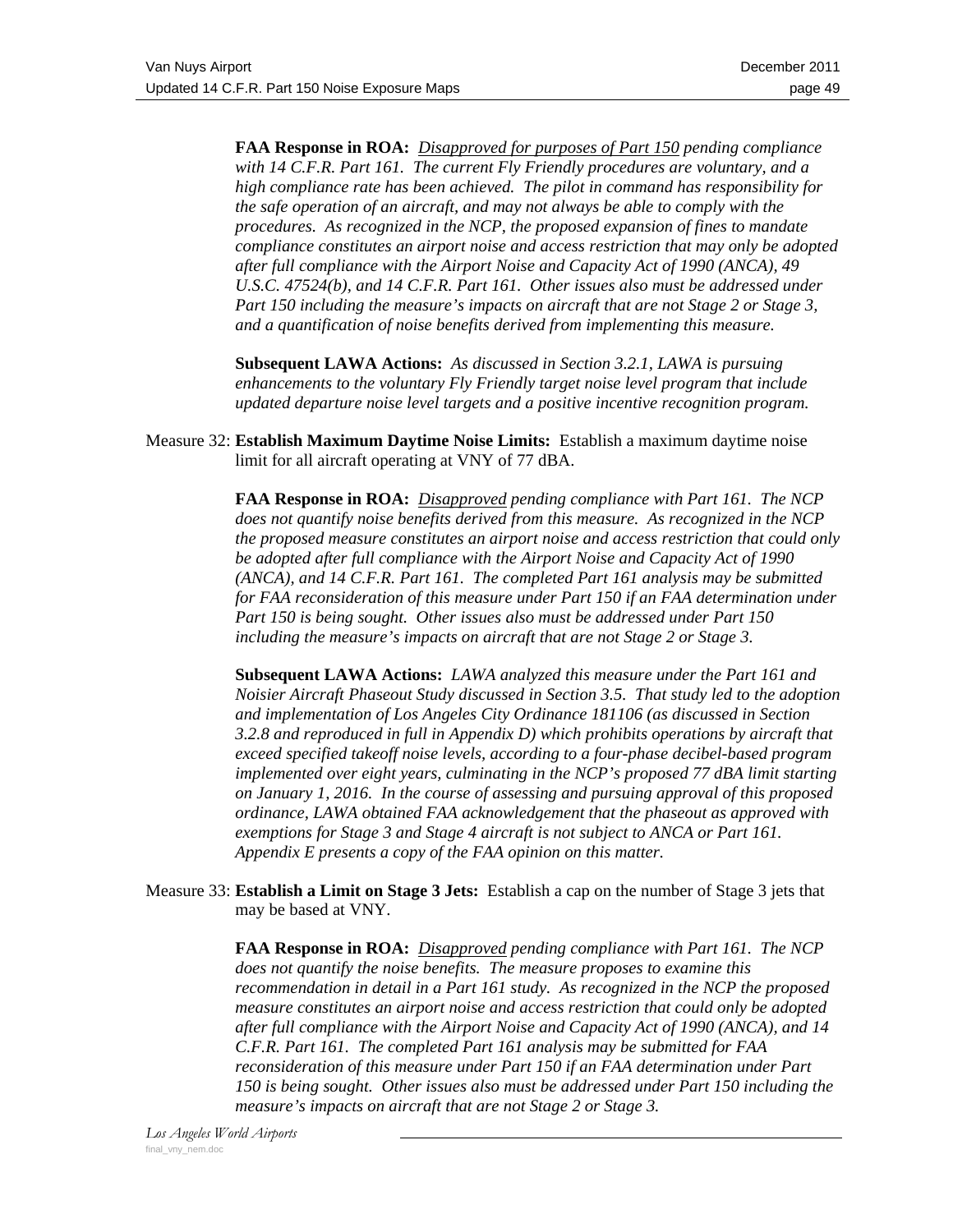**FAA Response in ROA:** *<u>Disapproved for purposes of Part 150</u> pending compliance with 14 C.F.R. Part 161. The current Fly Friendly procedures are voluntary, and a high compliance rate has been achieved. The pilot in command has responsibility for the safe operation of an aircraft, and may not always be able to comply with the procedures. As recognized in the NCP, the proposed expansion of fines to mandate compliance constitutes an airport noise and access restriction that may only be adopted after full compliance with the Airport Noise and Capacity Act of 1990 (ANCA), 49 U.S.C. 47524(b), and 14 C.F.R. Part 161. Other issues also must be addressed under Part 150 including the measure's impacts on aircraft that are not Stage 2 or Stage 3, and a quantification of noise benefits derived from implementing this measure.*

**Subsequent LAWA Actions:** *As discussed in Section 3.2.1, LAWA is pursuing enhancements to the voluntary Fly Friendly target noise level program that include updated departure noise level targets and a positive incentive recognition program.*

Measure 32: **Establish Maximum Daytime Noise Limits:** Establish a maximum daytime noise limit for all aircraft operating at VNY of 77 dBA.

**FAA Response in ROA:** *<u>Disapproved</u> pending compliance with Part 161. The NCP does not quantify noise benefits derived from this measure. As recognized in the NCP the proposed measure constitutes an airport noise and access restriction that could only be adopted after full compliance with the Airport Noise and Capacity Act of 1990 (ANCA), and 14 C.F.R. Part 161. The completed Part 161 analysis may be submitted for FAA reconsideration of this measure under Part 150 if an FAA determination under Part 150 is being sought. Other issues also must be addressed under Part 150 including the measure's impacts on aircraft that are not Stage 2 or Stage 3.*

**Subsequent LAWA Actions:** *LAWA analyzed this measure under the Part 161 and Noisier Aircraft Phaseout Study discussed in Section 3.5. That study led to the adoption and implementation of Los Angeles City Ordinance 181106 (as discussed in Section 3.2.8 and reproduced in full in Appendix D) which prohibits operations by aircraft that exceed specified takeoff noise levels, according to a four-phase decibel-based program implemented over eight years, culminating in the NCP's proposed 77 dBA limit starting on January 1, 2016. In the course of assessing and pursuing approval of this proposed ordinance, LAWA obtained FAA acknowledgement that the phaseout as approved with exemptions for Stage 3 and Stage 4 aircraft is not subject to ANCA or Part 161. Appendix E presents a copy of the FAA opinion on this matter.*

Measure 33: **Establish a Limit on Stage 3 Jets:** Establish a cap on the number of Stage 3 jets that may be based at VNY.

**FAA Response in ROA:** *<u>Disapproved</u> pending compliance with Part 161. The NCP does not quantify the noise benefits. The measure proposes to examine this recommendation in detail in a Part 161 study. As recognized in the NCP the proposed measure constitutes an airport noise and access restriction that could only be adopted after full compliance with the Airport Noise and Capacity Act of 1990 (ANCA), and 14 C.F.R. Part 161. The completed Part 161 analysis may be submitted for FAA reconsideration of this measure under Part 150 if an FAA determination under Part 150 is being sought. Other issues also must be addressed under Part 150 including the measure's impacts on aircraft that are not Stage 2 or Stage 3.*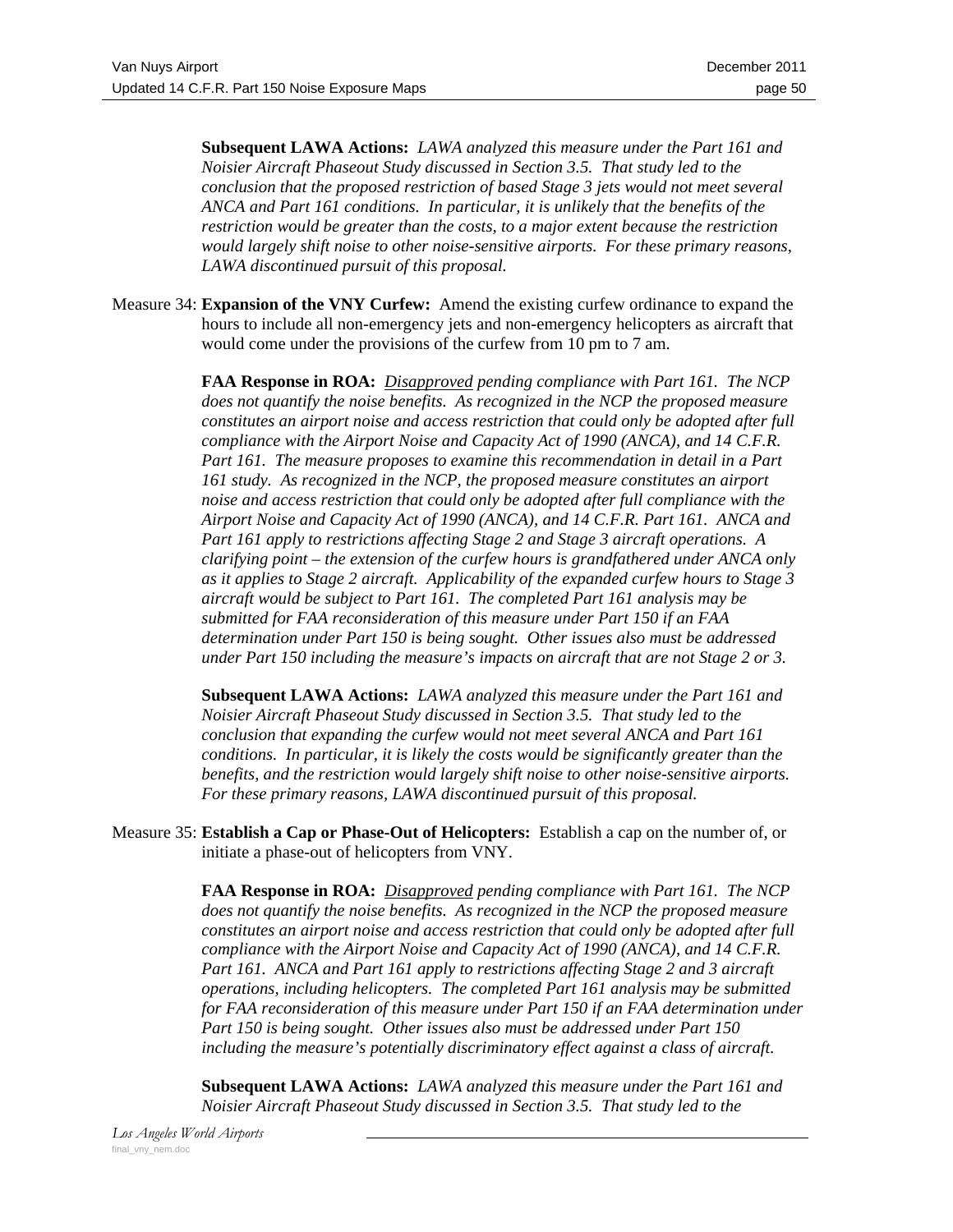**Subsequent LAWA Actions:** *LAWA analyzed this measure under the Part 161 and Noisier Aircraft Phaseout Study discussed in Section 3.5. That study led to the conclusion that the proposed restriction of based Stage 3 jets would not meet several ANCA and Part 161 conditions. In particular, it is unlikely that the benefits of the restriction would be greater than the costs, to a major extent because the restriction would largely shift noise to other noise-sensitive airports. For these primary reasons, LAWA discontinued pursuit of this proposal.*

Measure 34: **Expansion of the VNY Curfew:** Amend the existing curfew ordinance to expand the hours to include all non-emergency jets and non-emergency helicopters as aircraft that would come under the provisions of the curfew from 10 pm to 7 am.

**FAA Response in ROA:** *Disapproved pending compliance with Part 161. The NCP does not quantify the noise benefits. As recognized in the NCP the proposed measure constitutes an airport noise and access restriction that could only be adopted after full compliance with the Airport Noise and Capacity Act of 1990 (ANCA), and 14 C.F.R. Part 161. The measure proposes to examine this recommendation in detail in a Part 161 study. As recognized in the NCP, the proposed measure constitutes an airport noise and access restriction that could only be adopted after full compliance with the Airport Noise and Capacity Act of 1990 (ANCA), and 14 C.F.R. Part 161. ANCA and Part 161 apply to restrictions affecting Stage 2 and Stage 3 aircraft operations. A clarifying point – the extension of the curfew hours is grandfathered under ANCA only as it applies to Stage 2 aircraft. Applicability of the expanded curfew hours to Stage 3 aircraft would be subject to Part 161. The completed Part 161 analysis may be submitted for FAA reconsideration of this measure under Part 150 if an FAA determination under Part 150 is being sought. Other issues also must be addressed under Part 150 including the measure's impacts on aircraft that are not Stage 2 or 3.*

**Subsequent LAWA Actions:** *LAWA analyzed this measure under the Part 161 and Noisier Aircraft Phaseout Study discussed in Section 3.5. That study led to the conclusion that expanding the curfew would not meet several ANCA and Part 161 conditions. In particular, it is likely the costs would be significantly greater than the benefits, and the restriction would largely shift noise to other noise-sensitive airports. For these primary reasons, LAWA discontinued pursuit of this proposal.*

Measure 35: **Establish a Cap or Phase-Out of Helicopters:** Establish a cap on the number of, or initiate a phase-out of helicopters from VNY.

**FAA Response in ROA:** *Disapproved pending compliance with Part 161. The NCP does not quantify the noise benefits. As recognized in the NCP the proposed measure constitutes an airport noise and access restriction that could only be adopted after full compliance with the Airport Noise and Capacity Act of 1990 (ANCA), and 14 C.F.R. Part 161. ANCA and Part 161 apply to restrictions affecting Stage 2 and 3 aircraft operations, including helicopters. The completed Part 161 analysis may be submitted for FAA reconsideration of this measure under Part 150 if an FAA determination under Part 150 is being sought. Other issues also must be addressed under Part 150 including the measure's potentially discriminatory effect against a class of aircraft.*

**Subsequent LAWA Actions:** *LAWA analyzed this measure under the Part 161 and Noisier Aircraft Phaseout Study discussed in Section 3.5. That study led to the*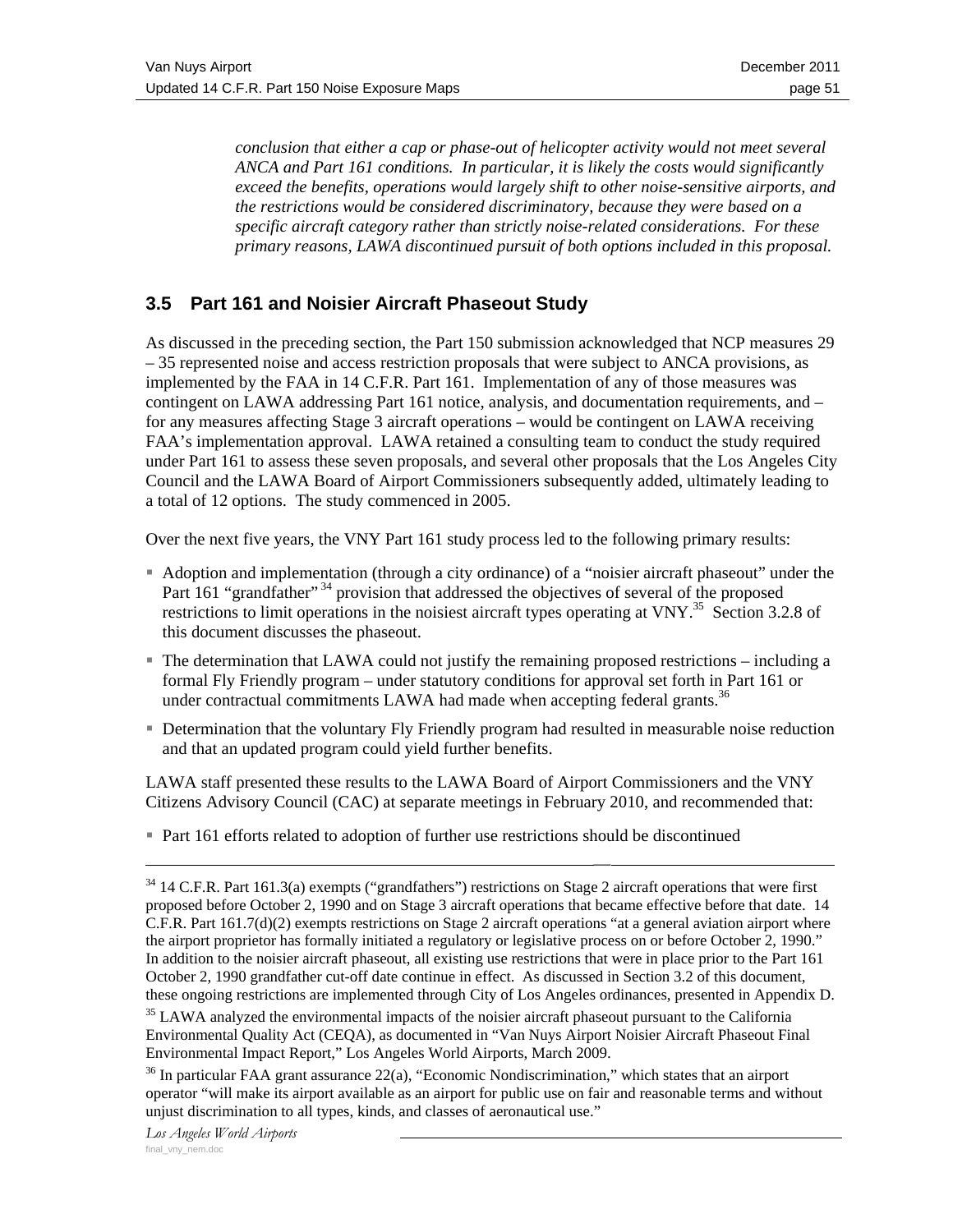*conclusion that either a cap or phase-out of helicopter activity would not meet several ANCA and Part 161 conditions. In particular, it is likely the costs would significantly exceed the benefits, operations would largely shift to other noise-sensitive airports, and the restrictions would be considered discriminatory, because they were based on a specific aircraft category rather than strictly noise-related considerations. For these primary reasons, LAWA discontinued pursuit of both options included in this proposal.*

## 3.5 Part 161 and Noisier Aircraft Phaseout Study

As discussed in the preceding section, the Part 150 submission acknowledged that NCP measures 29 – 35 represented noise and access restriction proposals that were subject to ANCA provisions, as implemented by the FAA in 14 C.F.R. Part 161. Implementation of any of those measures was contingent on LAWA addressing Part 161 notice, analysis, and documentation requirements, and – for any measures affecting Stage 3 aircraft operations – would be contingent on LAWA receiving FAA's implementation approval. LAWA retained a consulting team to conduct the study required under Part 161 to assess these seven proposals, and several other proposals that the Los Angeles City Council and the LAWA Board of Airport Commissioners subsequently added, ultimately leading to a total of 12 options. The study commenced in 2005.

Over the next five years, the VNY Part 161 study process led to the following primary results:

- Adoption and implementation (through a city ordinance) of a "noisier aircraft phaseout" under the Part 161 "grandfather" [34] provision that addressed the objectives of several of the proposed restrictions to limit operations in the noisiest aircraft types operating at VNY.[35] Section 3.2.8 of this document discusses the phaseout.
- The determination that LAWA could not justify the remaining proposed restrictions – including a formal Fly Friendly program – under statutory conditions for approval set forth in Part 161 or under contractual commitments LAWA had made when accepting federal grants.[36]
- Determination that the voluntary Fly Friendly program had resulted in measurable noise reduction and that an updated program could yield further benefits.

LAWA staff presented these results to the LAWA Board of Airport Commissioners and the VNY Citizens Advisory Council (CAC) at separate meetings in February 2010, and recommended that:

- Part 161 efforts related to adoption of further use restrictions should be discontinued

---

[34] 14 C.F.R. Part 161.3(a) exempts ("grandfathers") restrictions on Stage 2 aircraft operations that were first proposed before October 2, 1990 and on Stage 3 aircraft operations that became effective before that date. 14 C.F.R. Part 161.7(d)(2) exempts restrictions on Stage 2 aircraft operations "at a general aviation airport where the airport proprietor has formally initiated a regulatory or legislative process on or before October 2, 1990." In addition to the noisier aircraft phaseout, all existing use restrictions that were in place prior to the Part 161 October 2, 1990 grandfather cut-off date continue in effect. As discussed in Section 3.2 of this document, these ongoing restrictions are implemented through City of Los Angeles ordinances, presented in Appendix D.

[35] LAWA analyzed the environmental impacts of the noisier aircraft phaseout pursuant to the California Environmental Quality Act (CEQA), as documented in "Van Nuys Airport Noisier Aircraft Phaseout Final Environmental Impact Report," Los Angeles World Airports, March 2009.

[36] In particular FAA grant assurance 22(a), "Economic Nondiscrimination," which states that an airport operator "will make its airport available as an airport for public use on fair and reasonable terms and without unjust discrimination to all types, kinds, and classes of aeronautical use."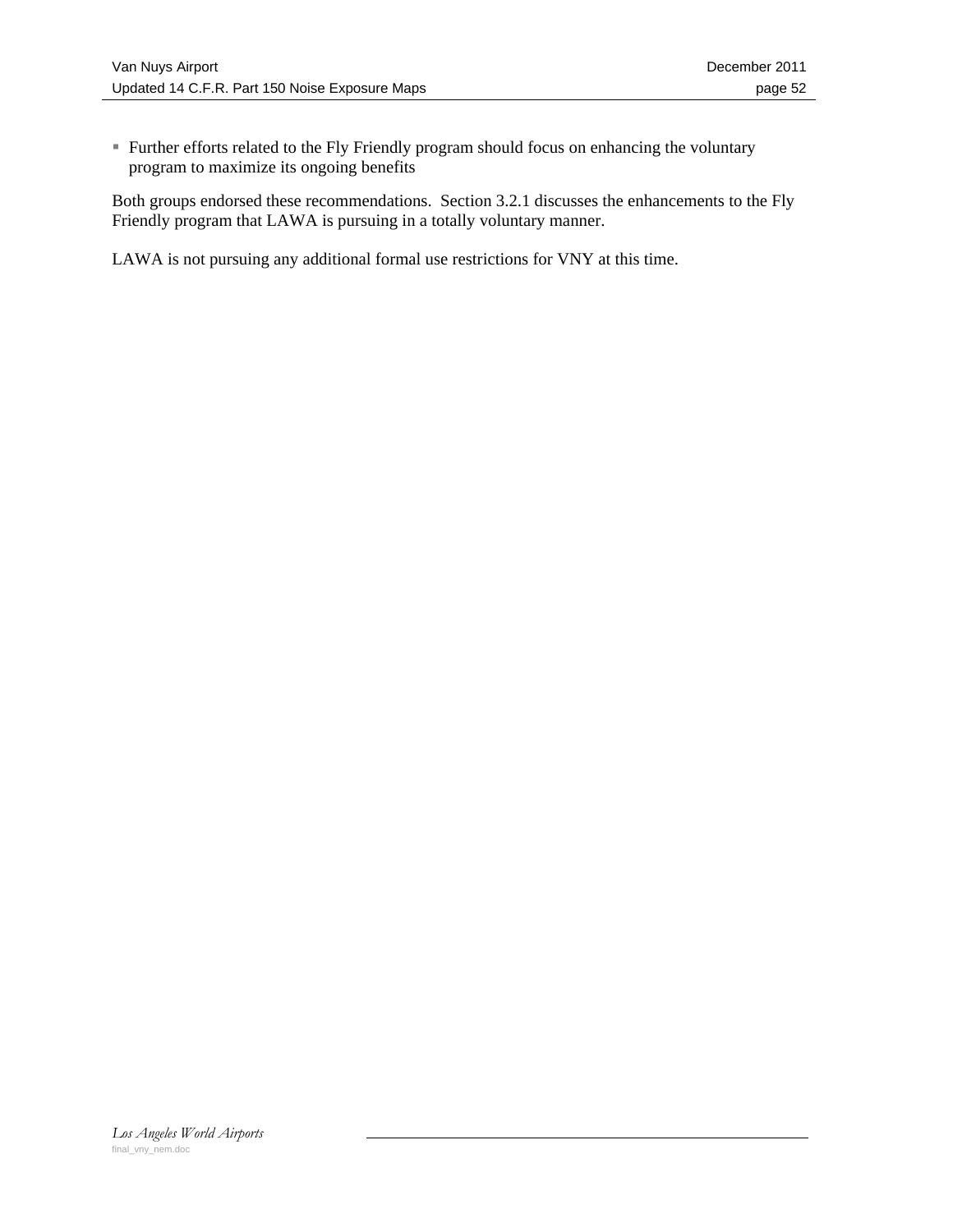- Further efforts related to the Fly Friendly program should focus on enhancing the voluntary program to maximize its ongoing benefits

Both groups endorsed these recommendations. Section 3.2.1 discusses the enhancements to the Fly Friendly program that LAWA is pursuing in a totally voluntary manner.

LAWA is not pursuing any additional formal use restrictions for VNY at this time.